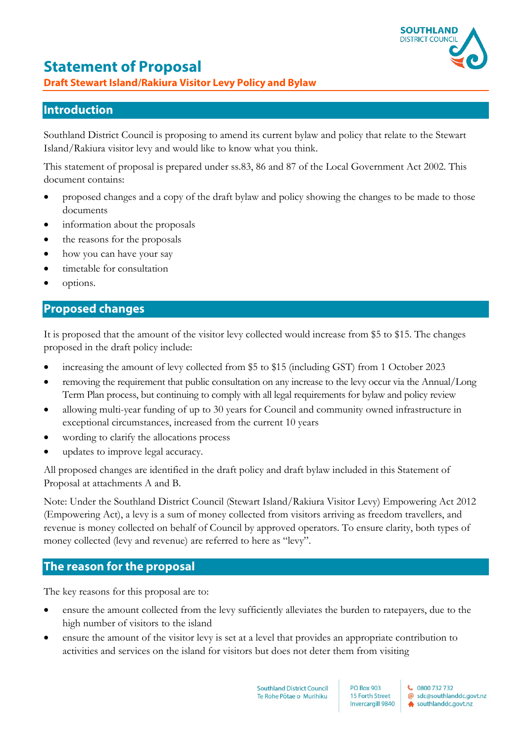# Statement of Proposal

**Draft Stewart Island/Rakiura Visitor Levy Policy and Bylaw**

## Introduction

Southland District Council is proposing to amend its current bylaw and policy that relate to the Stewart Island/Rakiura visitor levy and would like to know what you think.

This statement of proposal is prepared under ss.83, 86 and 87 of the Local Government Act 2002. This document contains:

- proposed changes and a copy of the draft bylaw and policy showing the changes to be made to those documents
- information about the proposals
- the reasons for the proposals
- how you can have your say
- timetable for consultation
- options.

## Proposed changes

It is proposed that the amount of the visitor levy collected would increase from $5 to $15. The changes proposed in the draft policy include:

- increasing the amount of levy collected from $5 to $15 (including GST) from 1 October 2023
- removing the requirement that public consultation on any increase to the levy occur via the Annual/Long Term Plan process, but continuing to comply with all legal requirements for bylaw and policy review
- allowing multi-year funding of up to 30 years for Council and community owned infrastructure in exceptional circumstances, increased from the current 10 years
- wording to clarify the allocations process
- updates to improve legal accuracy.

All proposed changes are identified in the draft policy and draft bylaw included in this Statement of Proposal at attachments A and B.

Note: Under the Southland District Council (Stewart Island/Rakiura Visitor Levy) Empowering Act 2012 (Empowering Act), a levy is a sum of money collected from visitors arriving as freedom travellers, and revenue is money collected on behalf of Council by approved operators. To ensure clarity, both types of money collected (levy and revenue) are referred to here as "levy".

## The reason for the proposal

The key reasons for this proposal are to:

- ensure the amount collected from the levy sufficiently alleviates the burden to ratepayers, due to the high number of visitors to the island
- ensure the amount of the visitor levy is set at a level that provides an appropriate contribution to activities and services on the island for visitors but does not deter them from visiting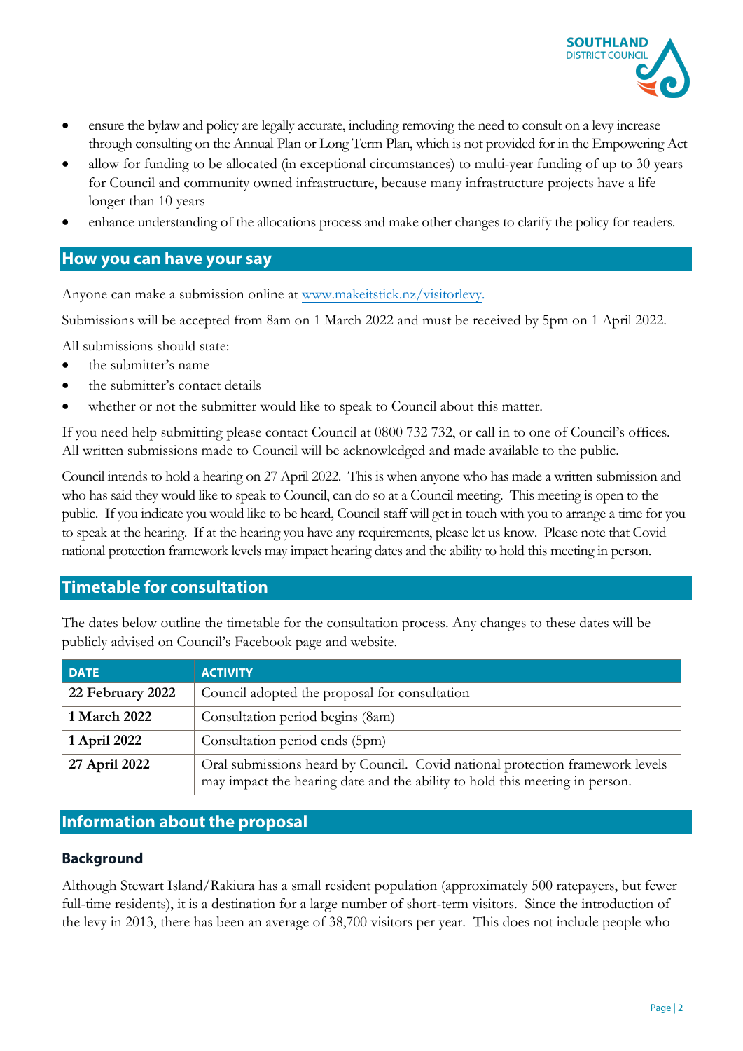- ensure the bylaw and policy are legally accurate, including removing the need to consult on a levy increase through consulting on the Annual Plan or Long Term Plan, which is not provided for in the Empowering Act
- allow for funding to be allocated (in exceptional circumstances) to multi-year funding of up to 30 years for Council and community owned infrastructure, because many infrastructure projects have a life longer than 10 years
- enhance understanding of the allocations process and make other changes to clarify the policy for readers.

## How you can have your say

Anyone can make a submission online at www.makeitstick.nz/visitorlevy.

Submissions will be accepted from 8am on 1 March 2022 and must be received by 5pm on 1 April 2022.

All submissions should state:

- the submitter's name
- the submitter's contact details
- whether or not the submitter would like to speak to Council about this matter.

If you need help submitting please contact Council at 0800 732 732, or call in to one of Council's offices. All written submissions made to Council will be acknowledged and made available to the public.

Council intends to hold a hearing on 27 April 2022. This is when anyone who has made a written submission and who has said they would like to speak to Council, can do so at a Council meeting. This meeting is open to the public. If you indicate you would like to be heard, Council staff will get in touch with you to arrange a time for you to speak at the hearing. If at the hearing you have any requirements, please let us know. Please note that Covid national protection framework levels may impact hearing dates and the ability to hold this meeting in person.

## Timetable for consultation

The dates below outline the timetable for the consultation process. Any changes to these dates will be publicly advised on Council's Facebook page and website.

| DATE | ACTIVITY |
|---|---|
| **22 February 2022** | Council adopted the proposal for consultation |
| **1 March 2022** | Consultation period begins (8am) |
| **1 April 2022** | Consultation period ends (5pm) |
| **27 April 2022** | Oral submissions heard by Council. Covid national protection framework levels may impact the hearing date and the ability to hold this meeting in person. |

## Information about the proposal

### Background

Although Stewart Island/Rakiura has a small resident population (approximately 500 ratepayers, but fewer full-time residents), it is a destination for a large number of short-term visitors. Since the introduction of the levy in 2013, there has been an average of 38,700 visitors per year. This does not include people who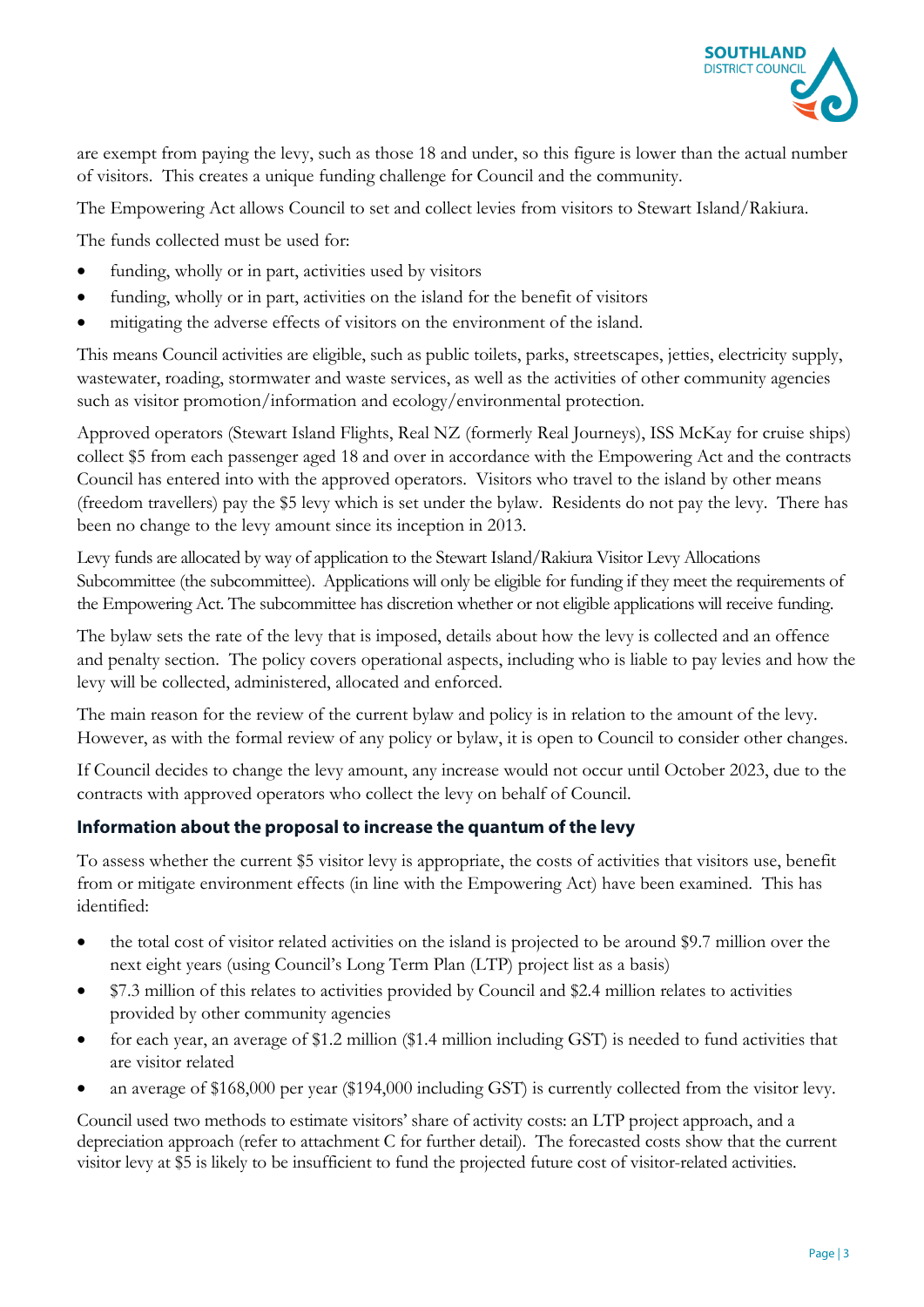are exempt from paying the levy, such as those 18 and under, so this figure is lower than the actual number of visitors. This creates a unique funding challenge for Council and the community.

The Empowering Act allows Council to set and collect levies from visitors to Stewart Island/Rakiura.

The funds collected must be used for:

- funding, wholly or in part, activities used by visitors
- funding, wholly or in part, activities on the island for the benefit of visitors
- mitigating the adverse effects of visitors on the environment of the island.

This means Council activities are eligible, such as public toilets, parks, streetscapes, jetties, electricity supply, wastewater, roading, stormwater and waste services, as well as the activities of other community agencies such as visitor promotion/information and ecology/environmental protection.

Approved operators (Stewart Island Flights, Real NZ (formerly Real Journeys), ISS McKay for cruise ships) collect $5 from each passenger aged 18 and over in accordance with the Empowering Act and the contracts Council has entered into with the approved operators. Visitors who travel to the island by other means (freedom travellers) pay the $5 levy which is set under the bylaw. Residents do not pay the levy. There has been no change to the levy amount since its inception in 2013.

Levy funds are allocated by way of application to the Stewart Island/Rakiura Visitor Levy Allocations Subcommittee (the subcommittee). Applications will only be eligible for funding if they meet the requirements of the Empowering Act. The subcommittee has discretion whether or not eligible applications will receive funding.

The bylaw sets the rate of the levy that is imposed, details about how the levy is collected and an offence and penalty section. The policy covers operational aspects, including who is liable to pay levies and how the levy will be collected, administered, allocated and enforced.

The main reason for the review of the current bylaw and policy is in relation to the amount of the levy. However, as with the formal review of any policy or bylaw, it is open to Council to consider other changes.

If Council decides to change the levy amount, any increase would not occur until October 2023, due to the contracts with approved operators who collect the levy on behalf of Council.

### Information about the proposal to increase the quantum of the levy

To assess whether the current $5 visitor levy is appropriate, the costs of activities that visitors use, benefit from or mitigate environment effects (in line with the Empowering Act) have been examined. This has identified:

- the total cost of visitor related activities on the island is projected to be around $9.7 million over the next eight years (using Council's Long Term Plan (LTP) project list as a basis)
- $7.3 million of this relates to activities provided by Council and $2.4 million relates to activities provided by other community agencies
- for each year, an average of $1.2 million ($1.4 million including GST) is needed to fund activities that are visitor related
- an average of $168,000 per year ($194,000 including GST) is currently collected from the visitor levy.

Council used two methods to estimate visitors' share of activity costs: an LTP project approach, and a depreciation approach (refer to attachment C for further detail). The forecasted costs show that the current visitor levy at $5 is likely to be insufficient to fund the projected future cost of visitor-related activities.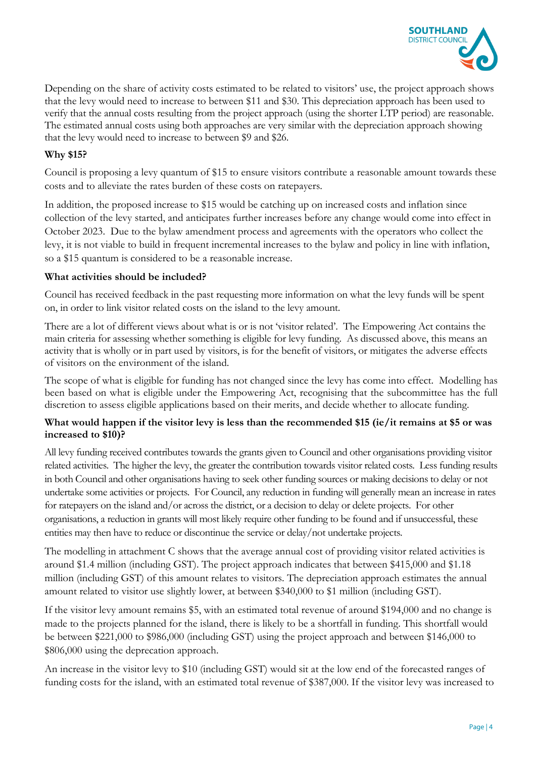Depending on the share of activity costs estimated to be related to visitors' use, the project approach shows that the levy would need to increase to between $11 and $30. This depreciation approach has been used to verify that the annual costs resulting from the project approach (using the shorter LTP period) are reasonable. The estimated annual costs using both approaches are very similar with the depreciation approach showing that the levy would need to increase to between $9 and $26.

**Why $15?**

Council is proposing a levy quantum of $15 to ensure visitors contribute a reasonable amount towards these costs and to alleviate the rates burden of these costs on ratepayers.

In addition, the proposed increase to $15 would be catching up on increased costs and inflation since collection of the levy started, and anticipates further increases before any change would come into effect in October 2023. Due to the bylaw amendment process and agreements with the operators who collect the levy, it is not viable to build in frequent incremental increases to the bylaw and policy in line with inflation, so a $15 quantum is considered to be a reasonable increase.

**What activities should be included?**

Council has received feedback in the past requesting more information on what the levy funds will be spent on, in order to link visitor related costs on the island to the levy amount.

There are a lot of different views about what is or is not 'visitor related'. The Empowering Act contains the main criteria for assessing whether something is eligible for levy funding. As discussed above, this means an activity that is wholly or in part used by visitors, is for the benefit of visitors, or mitigates the adverse effects of visitors on the environment of the island.

The scope of what is eligible for funding has not changed since the levy has come into effect. Modelling has been based on what is eligible under the Empowering Act, recognising that the subcommittee has the full discretion to assess eligible applications based on their merits, and decide whether to allocate funding.

**What would happen if the visitor levy is less than the recommended $15 (ie/it remains at $5 or was increased to $10)?**

All levy funding received contributes towards the grants given to Council and other organisations providing visitor related activities. The higher the levy, the greater the contribution towards visitor related costs. Less funding results in both Council and other organisations having to seek other funding sources or making decisions to delay or not undertake some activities or projects. For Council, any reduction in funding will generally mean an increase in rates for ratepayers on the island and/or across the district, or a decision to delay or delete projects. For other organisations, a reduction in grants will most likely require other funding to be found and if unsuccessful, these entities may then have to reduce or discontinue the service or delay/not undertake projects.

The modelling in attachment C shows that the average annual cost of providing visitor related activities is around $1.4 million (including GST). The project approach indicates that between $415,000 and $1.18 million (including GST) of this amount relates to visitors. The depreciation approach estimates the annual amount related to visitor use slightly lower, at between $340,000 to $1 million (including GST).

If the visitor levy amount remains $5, with an estimated total revenue of around $194,000 and no change is made to the projects planned for the island, there is likely to be a shortfall in funding. This shortfall would be between $221,000 to $986,000 (including GST) using the project approach and between $146,000 to $806,000 using the deprecation approach.

An increase in the visitor levy to $10 (including GST) would sit at the low end of the forecasted ranges of funding costs for the island, with an estimated total revenue of $387,000. If the visitor levy was increased to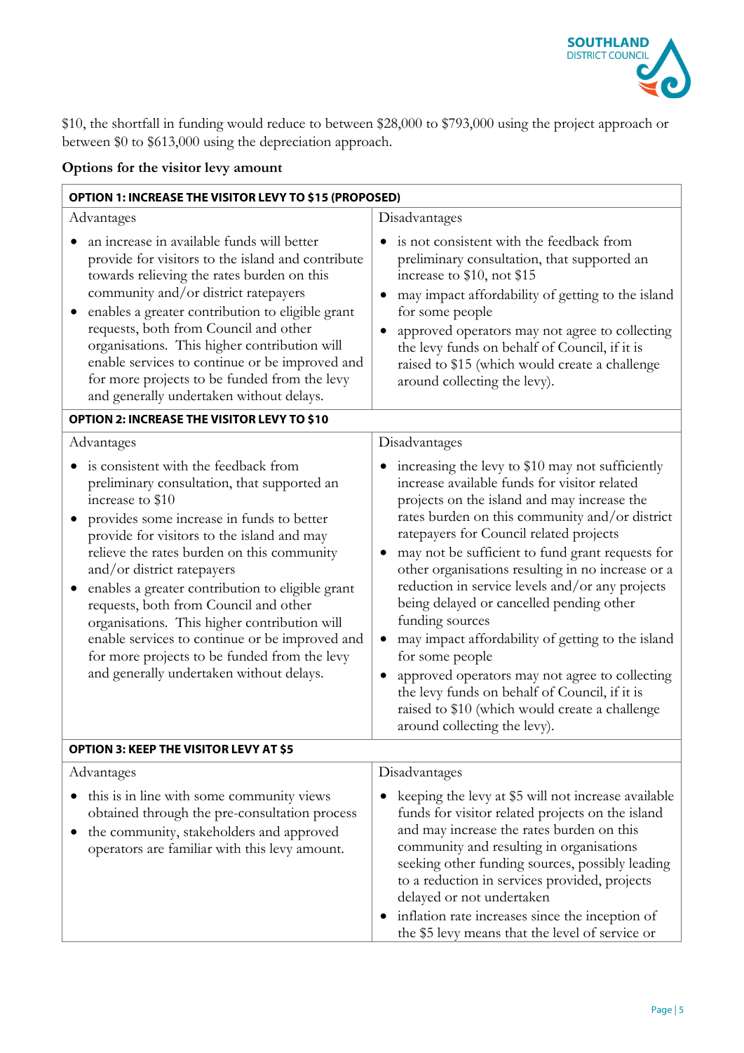$10, the shortfall in funding would reduce to between $28,000 to $793,000 using the project approach or between $0 to $613,000 using the depreciation approach.

**Options for the visitor levy amount**

| **OPTION 1: INCREASE THE VISITOR LEVY TO $15 (PROPOSED)** | |
|---|---|
| Advantages<br><br>• an increase in available funds will better provide for visitors to the island and contribute towards relieving the rates burden on this community and/or district ratepayers<br>• enables a greater contribution to eligible grant requests, both from Council and other organisations. This higher contribution will enable services to continue or be improved and for more projects to be funded from the levy and generally undertaken without delays. | Disadvantages<br><br>• is not consistent with the feedback from preliminary consultation, that supported an increase to $10, not $15<br>• may impact affordability of getting to the island for some people<br>• approved operators may not agree to collecting the levy funds on behalf of Council, if it is raised to $15 (which would create a challenge around collecting the levy). |
| **OPTION 2: INCREASE THE VISITOR LEVY TO $10** | |
| Advantages<br><br>• is consistent with the feedback from preliminary consultation, that supported an increase to $10<br>• provides some increase in funds to better provide for visitors to the island and may relieve the rates burden on this community and/or district ratepayers<br>• enables a greater contribution to eligible grant requests, both from Council and other organisations. This higher contribution will enable services to continue or be improved and for more projects to be funded from the levy and generally undertaken without delays. | Disadvantages<br><br>• increasing the levy to $10 may not sufficiently increase available funds for visitor related projects on the island and may increase the rates burden on this community and/or district ratepayers for Council related projects<br>• may not be sufficient to fund grant requests for other organisations resulting in no increase or a reduction in service levels and/or any projects being delayed or cancelled pending other funding sources<br>• may impact affordability of getting to the island for some people<br>• approved operators may not agree to collecting the levy funds on behalf of Council, if it is raised to $10 (which would create a challenge around collecting the levy). |
| **OPTION 3: KEEP THE VISITOR LEVY AT $5** | |
| Advantages<br><br>• this is in line with some community views obtained through the pre-consultation process<br>• the community, stakeholders and approved operators are familiar with this levy amount. | Disadvantages<br><br>• keeping the levy at $5 will not increase available funds for visitor related projects on the island and may increase the rates burden on this community and resulting in organisations seeking other funding sources, possibly leading to a reduction in services provided, projects delayed or not undertaken<br>• inflation rate increases since the inception of the $5 levy means that the level of service or |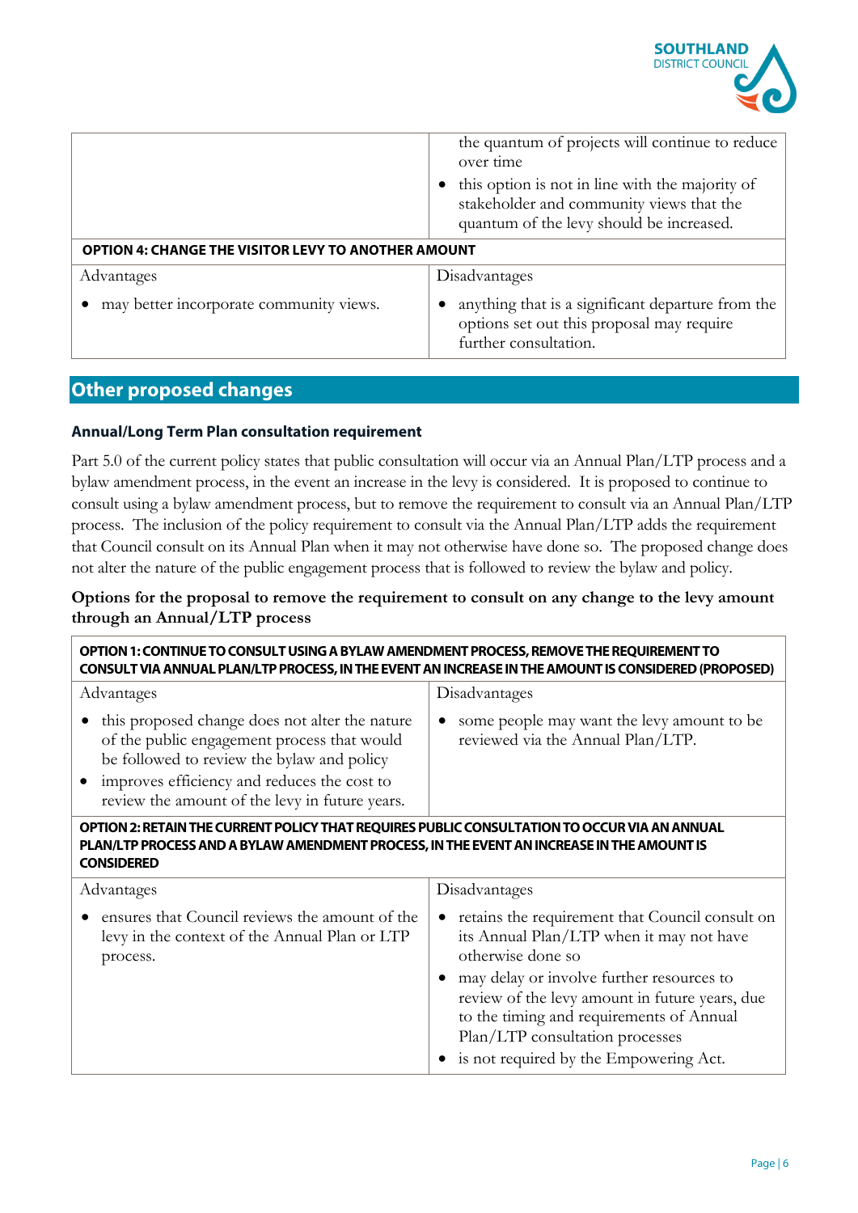| | • the quantum of projects will continue to reduce over time<br>• this option is not in line with the majority of stakeholder and community views that the quantum of the levy should be increased. |
|---|---|
| **OPTION 4: CHANGE THE VISITOR LEVY TO ANOTHER AMOUNT** | |
| Advantages | Disadvantages |
| • may better incorporate community views. | • anything that is a significant departure from the options set out this proposal may require further consultation. |

## Other proposed changes

#### Annual/Long Term Plan consultation requirement

Part 5.0 of the current policy states that public consultation will occur via an Annual Plan/LTP process and a bylaw amendment process, in the event an increase in the levy is considered. It is proposed to continue to consult using a bylaw amendment process, but to remove the requirement to consult via an Annual Plan/LTP process. The inclusion of the policy requirement to consult via the Annual Plan/LTP adds the requirement that Council consult on its Annual Plan when it may not otherwise have done so. The proposed change does not alter the nature of the public engagement process that is followed to review the bylaw and policy.

**Options for the proposal to remove the requirement to consult on any change to the levy amount through an Annual/LTP process**

| **OPTION 1: CONTINUE TO CONSULT USING A BYLAW AMENDMENT PROCESS, REMOVE THE REQUIREMENT TO CONSULT VIA ANNUAL PLAN/LTP PROCESS, IN THE EVENT AN INCREASE IN THE AMOUNT IS CONSIDERED (PROPOSED)** | |
|---|---|
| Advantages | Disadvantages |
| • this proposed change does not alter the nature of the public engagement process that would be followed to review the bylaw and policy<br>• improves efficiency and reduces the cost to review the amount of the levy in future years. | • some people may want the levy amount to be reviewed via the Annual Plan/LTP. |
| **OPTION 2: RETAIN THE CURRENT POLICY THAT REQUIRES PUBLIC CONSULTATION TO OCCUR VIA AN ANNUAL PLAN/LTP PROCESS AND A BYLAW AMENDMENT PROCESS, IN THE EVENT AN INCREASE IN THE AMOUNT IS CONSIDERED** | |
| Advantages | Disadvantages |
| • ensures that Council reviews the amount of the levy in the context of the Annual Plan or LTP process. | • retains the requirement that Council consult on its Annual Plan/LTP when it may not have otherwise done so<br>• may delay or involve further resources to review of the levy amount in future years, due to the timing and requirements of Annual Plan/LTP consultation processes<br>• is not required by the Empowering Act. |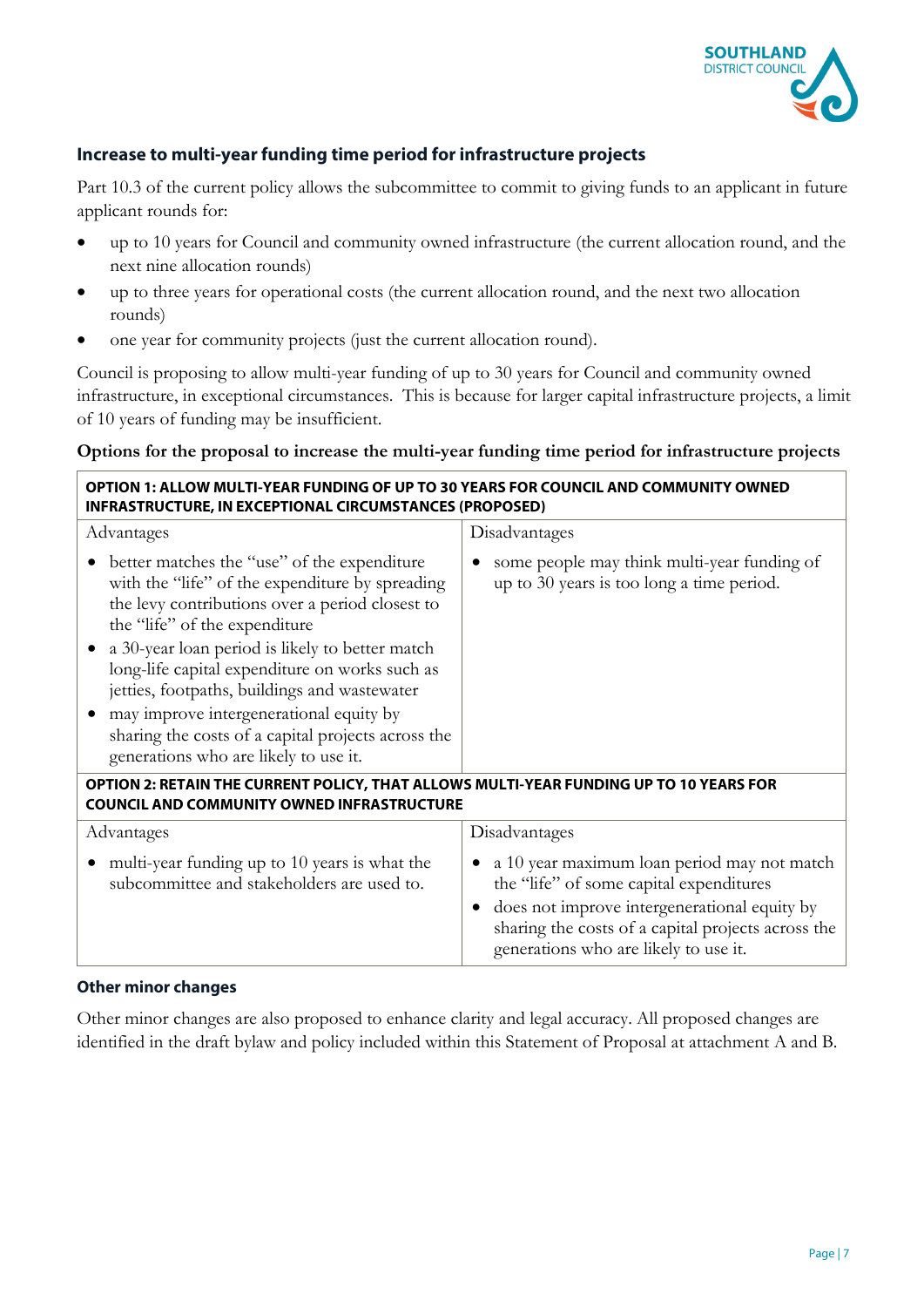### Increase to multi-year funding time period for infrastructure projects

Part 10.3 of the current policy allows the subcommittee to commit to giving funds to an applicant in future applicant rounds for:

- up to 10 years for Council and community owned infrastructure (the current allocation round, and the next nine allocation rounds)
- up to three years for operational costs (the current allocation round, and the next two allocation rounds)
- one year for community projects (just the current allocation round).

Council is proposing to allow multi-year funding of up to 30 years for Council and community owned infrastructure, in exceptional circumstances. This is because for larger capital infrastructure projects, a limit of 10 years of funding may be insufficient.

**Options for the proposal to increase the multi-year funding time period for infrastructure projects**

| **OPTION 1: ALLOW MULTI-YEAR FUNDING OF UP TO 30 YEARS FOR COUNCIL AND COMMUNITY OWNED INFRASTRUCTURE, IN EXCEPTIONAL CIRCUMSTANCES (PROPOSED)** | |
|---|---|
| Advantages | Disadvantages |
| • better matches the "use" of the expenditure with the "life" of the expenditure by spreading the levy contributions over a period closest to the "life" of the expenditure<br>• a 30-year loan period is likely to better match long-life capital expenditure on works such as jetties, footpaths, buildings and wastewater<br>• may improve intergenerational equity by sharing the costs of a capital projects across the generations who are likely to use it. | • some people may think multi-year funding of up to 30 years is too long a time period. |
| **OPTION 2: RETAIN THE CURRENT POLICY, THAT ALLOWS MULTI-YEAR FUNDING UP TO 10 YEARS FOR COUNCIL AND COMMUNITY OWNED INFRASTRUCTURE** | |
| Advantages | Disadvantages |
| • multi-year funding up to 10 years is what the subcommittee and stakeholders are used to. | • a 10 year maximum loan period may not match the "life" of some capital expenditures<br>• does not improve intergenerational equity by sharing the costs of a capital projects across the generations who are likely to use it. |

### Other minor changes

Other minor changes are also proposed to enhance clarity and legal accuracy. All proposed changes are identified in the draft bylaw and policy included within this Statement of Proposal at attachment A and B.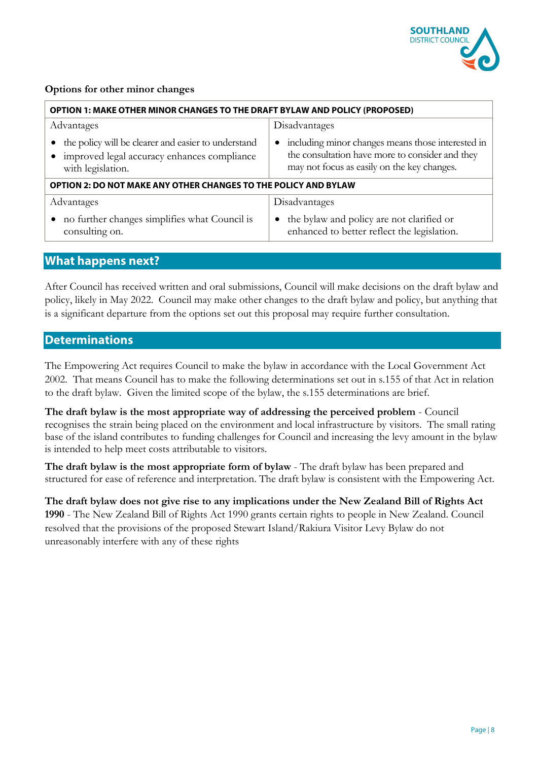**Options for other minor changes**

| OPTION 1: MAKE OTHER MINOR CHANGES TO THE DRAFT BYLAW AND POLICY (PROPOSED) | |
|---|---|
| Advantages | Disadvantages |
| • the policy will be clearer and easier to understand<br>• improved legal accuracy enhances compliance with legislation. | • including minor changes means those interested in the consultation have more to consider and they may not focus as easily on the key changes. |
| **OPTION 2: DO NOT MAKE ANY OTHER CHANGES TO THE POLICY AND BYLAW** | |
| Advantages | Disadvantages |
| • no further changes simplifies what Council is consulting on. | • the bylaw and policy are not clarified or enhanced to better reflect the legislation. |

## What happens next?

After Council has received written and oral submissions, Council will make decisions on the draft bylaw and policy, likely in May 2022. Council may make other changes to the draft bylaw and policy, but anything that is a significant departure from the options set out this proposal may require further consultation.

## Determinations

The Empowering Act requires Council to make the bylaw in accordance with the Local Government Act 2002. That means Council has to make the following determinations set out in s.155 of that Act in relation to the draft bylaw. Given the limited scope of the bylaw, the s.155 determinations are brief.

**The draft bylaw is the most appropriate way of addressing the perceived problem** - Council recognises the strain being placed on the environment and local infrastructure by visitors. The small rating base of the island contributes to funding challenges for Council and increasing the levy amount in the bylaw is intended to help meet costs attributable to visitors.

**The draft bylaw is the most appropriate form of bylaw** - The draft bylaw has been prepared and structured for ease of reference and interpretation. The draft bylaw is consistent with the Empowering Act.

**The draft bylaw does not give rise to any implications under the New Zealand Bill of Rights Act 1990** - The New Zealand Bill of Rights Act 1990 grants certain rights to people in New Zealand. Council resolved that the provisions of the proposed Stewart Island/Rakiura Visitor Levy Bylaw do not unreasonably interfere with any of these rights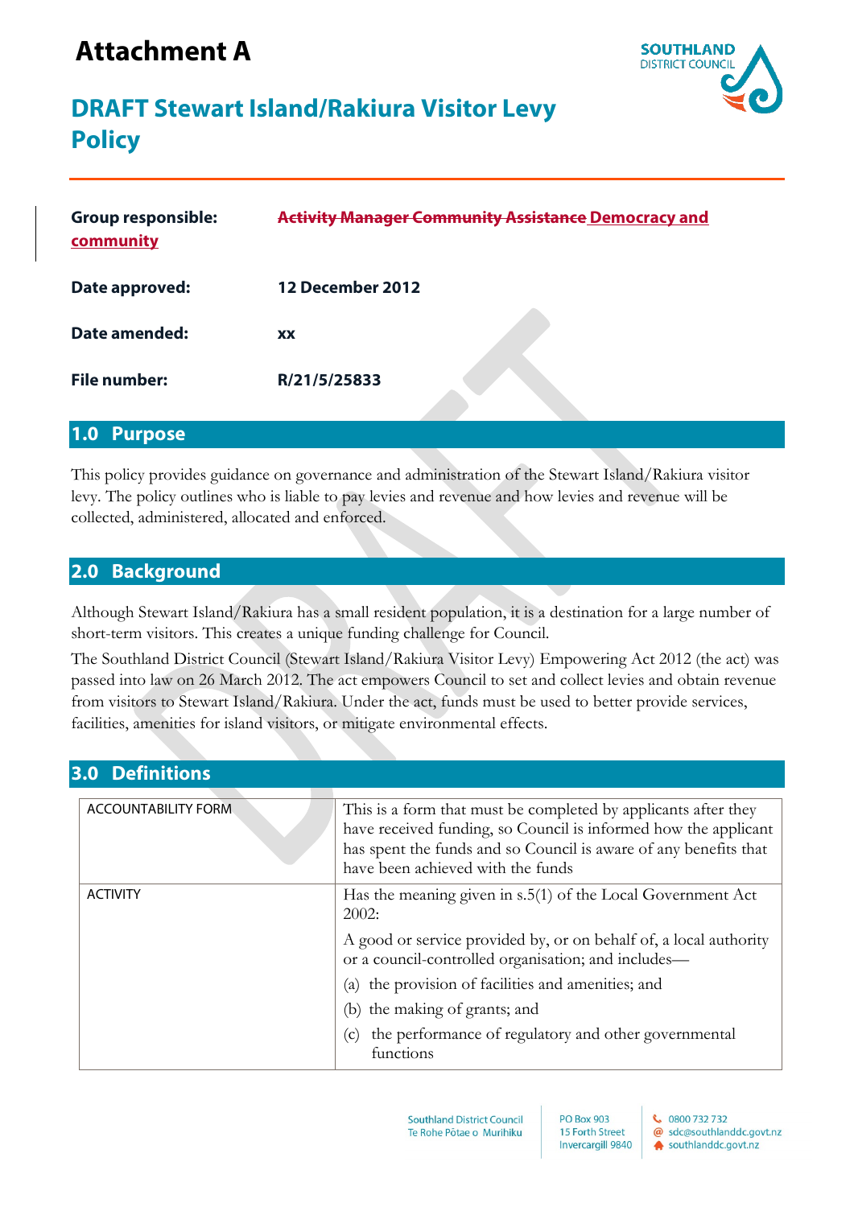# Attachment A

# DRAFT Stewart Island/Rakiura Visitor Levy Policy

| | |
|---|---|
| **Group responsible:** | ~~Activity Manager Community Assistance~~ Democracy and community |
| **Date approved:** | **12 December 2012** |
| **Date amended:** | **xx** |
| **File number:** | **R/21/5/25833** |

## 1.0 Purpose

This policy provides guidance on governance and administration of the Stewart Island/Rakiura visitor levy. The policy outlines who is liable to pay levies and revenue and how levies and revenue will be collected, administered, allocated and enforced.

## 2.0 Background

Although Stewart Island/Rakiura has a small resident population, it is a destination for a large number of short-term visitors. This creates a unique funding challenge for Council.

The Southland District Council (Stewart Island/Rakiura Visitor Levy) Empowering Act 2012 (the act) was passed into law on 26 March 2012. The act empowers Council to set and collect levies and obtain revenue from visitors to Stewart Island/Rakiura. Under the act, funds must be used to better provide services, facilities, amenities for island visitors, or mitigate environmental effects.

## 3.0 Definitions

| | |
|---|---|
| ACCOUNTABILITY FORM | This is a form that must be completed by applicants after they have received funding, so Council is informed how the applicant has spent the funds and so Council is aware of any benefits that have been achieved with the funds |
| ACTIVITY | Has the meaning given in s.5(1) of the Local Government Act 2002:<br><br>A good or service provided by, or on behalf of, a local authority or a council-controlled organisation; and includes—<br><br>(a) the provision of facilities and amenities; and<br><br>(b) the making of grants; and<br><br>(c) the performance of regulatory and other governmental functions |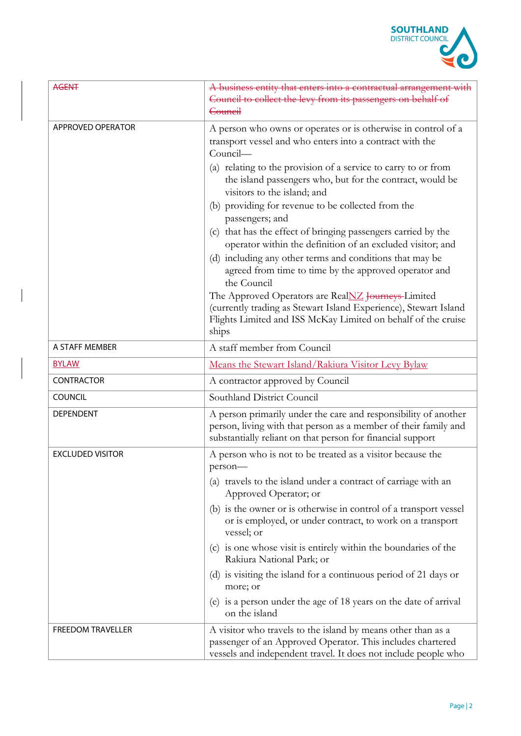| | |
|---|---|
| ~~AGENT~~ | ~~A business entity that enters into a contractual arrangement with Council to collect the levy from its passengers on behalf of Council~~ |
| APPROVED OPERATOR | A person who owns or operates or is otherwise in control of a transport vessel and who enters into a contract with the Council—<br>(a) relating to the provision of a service to carry to or from the island passengers who, but for the contract, would be visitors to the island; and<br>(b) providing for revenue to be collected from the passengers; and<br>(c) that has the effect of bringing passengers carried by the operator within the definition of an excluded visitor; and<br>(d) including any other terms and conditions that may be agreed from time to time by the approved operator and the Council<br>The Approved Operators are RealNZ ~~Journeys~~ Limited (currently trading as Stewart Island Experience), Stewart Island Flights Limited and ISS McKay Limited on behalf of the cruise ships |
| A STAFF MEMBER | A staff member from Council |
| BYLAW | Means the Stewart Island/Rakiura Visitor Levy Bylaw |
| CONTRACTOR | A contractor approved by Council |
| COUNCIL | Southland District Council |
| DEPENDENT | A person primarily under the care and responsibility of another person, living with that person as a member of their family and substantially reliant on that person for financial support |
| EXCLUDED VISITOR | A person who is not to be treated as a visitor because the person—<br>(a) travels to the island under a contract of carriage with an Approved Operator; or<br>(b) is the owner or is otherwise in control of a transport vessel or is employed, or under contract, to work on a transport vessel; or<br>(c) is one whose visit is entirely within the boundaries of the Rakiura National Park; or<br>(d) is visiting the island for a continuous period of 21 days or more; or<br>(e) is a person under the age of 18 years on the date of arrival on the island |
| FREEDOM TRAVELLER | A visitor who travels to the island by means other than as a passenger of an Approved Operator. This includes chartered vessels and independent travel. It does not include people who |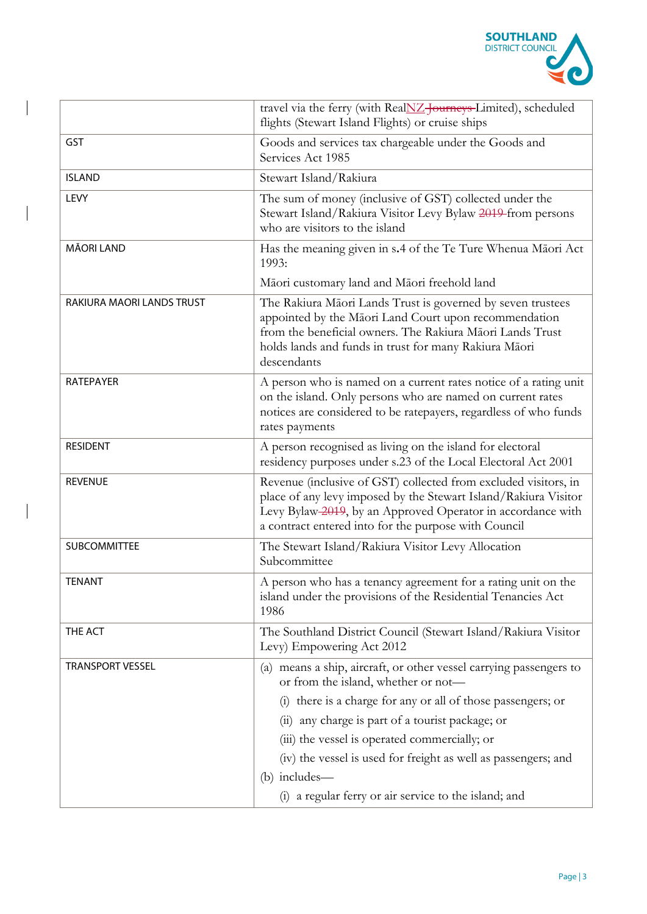| | |
|---|---|
| | travel via the ferry (with RealNZ ~~Journeys~~ Limited), scheduled flights (Stewart Island Flights) or cruise ships |
| GST | Goods and services tax chargeable under the Goods and Services Act 1985 |
| ISLAND | Stewart Island/Rakiura |
| LEVY | The sum of money (inclusive of GST) collected under the Stewart Island/Rakiura Visitor Levy Bylaw ~~2019~~ from persons who are visitors to the island |
| MĀORI LAND | Has the meaning given in s.4 of the Te Ture Whenua Māori Act 1993:<br>Māori customary land and Māori freehold land |
| RAKIURA MAORI LANDS TRUST | The Rakiura Māori Lands Trust is governed by seven trustees appointed by the Māori Land Court upon recommendation from the beneficial owners. The Rakiura Māori Lands Trust holds lands and funds in trust for many Rakiura Māori descendants |
| RATEPAYER | A person who is named on a current rates notice of a rating unit on the island. Only persons who are named on current rates notices are considered to be ratepayers, regardless of who funds rates payments |
| RESIDENT | A person recognised as living on the island for electoral residency purposes under s.23 of the Local Electoral Act 2001 |
| REVENUE | Revenue (inclusive of GST) collected from excluded visitors, in place of any levy imposed by the Stewart Island/Rakiura Visitor Levy Bylaw ~~2019~~, by an Approved Operator in accordance with a contract entered into for the purpose with Council |
| SUBCOMMITTEE | The Stewart Island/Rakiura Visitor Levy Allocation Subcommittee |
| TENANT | A person who has a tenancy agreement for a rating unit on the island under the provisions of the Residential Tenancies Act 1986 |
| THE ACT | The Southland District Council (Stewart Island/Rakiura Visitor Levy) Empowering Act 2012 |
| TRANSPORT VESSEL | (a) means a ship, aircraft, or other vessel carrying passengers to or from the island, whether or not—<br>(i) there is a charge for any or all of those passengers; or<br>(ii) any charge is part of a tourist package; or<br>(iii) the vessel is operated commercially; or<br>(iv) the vessel is used for freight as well as passengers; and<br>(b) includes—<br>(i) a regular ferry or air service to the island; and |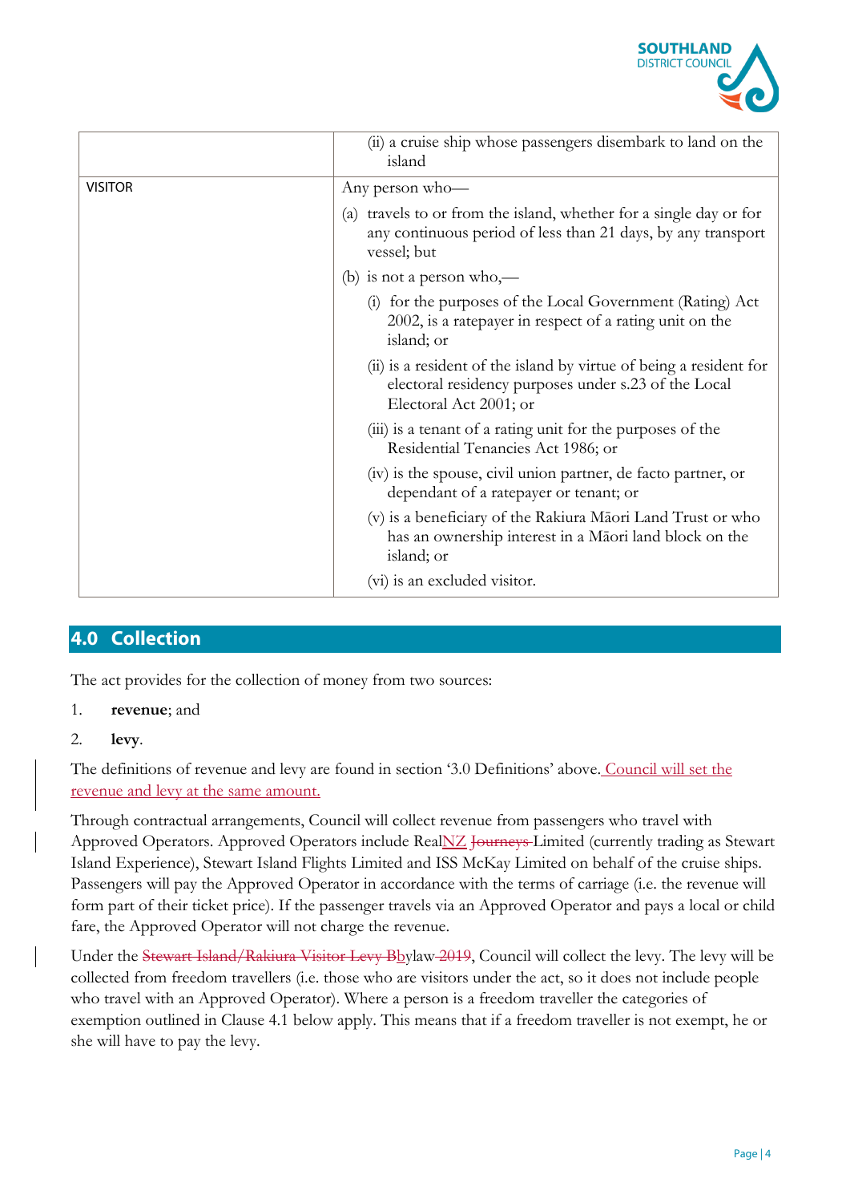| | |
|---|---|
| | (ii) a cruise ship whose passengers disembark to land on the island |
| VISITOR | Any person who—<br>(a) travels to or from the island, whether for a single day or for any continuous period of less than 21 days, by any transport vessel; but<br>(b) is not a person who,—<br>(i) for the purposes of the Local Government (Rating) Act 2002, is a ratepayer in respect of a rating unit on the island; or<br>(ii) is a resident of the island by virtue of being a resident for electoral residency purposes under s.23 of the Local Electoral Act 2001; or<br>(iii) is a tenant of a rating unit for the purposes of the Residential Tenancies Act 1986; or<br>(iv) is the spouse, civil union partner, de facto partner, or dependant of a ratepayer or tenant; or<br>(v) is a beneficiary of the Rakiura Māori Land Trust or who has an ownership interest in a Māori land block on the island; or<br>(vi) is an excluded visitor. |

## 4.0 Collection

The act provides for the collection of money from two sources:

1. **revenue**; and
2. **levy**.

The definitions of revenue and levy are found in section '3.0 Definitions' above. Council will set the revenue and levy at the same amount.

Through contractual arrangements, Council will collect revenue from passengers who travel with Approved Operators. Approved Operators include RealNZ ~~Journeys~~ Limited (currently trading as Stewart Island Experience), Stewart Island Flights Limited and ISS McKay Limited on behalf of the cruise ships. Passengers will pay the Approved Operator in accordance with the terms of carriage (i.e. the revenue will form part of their ticket price). If the passenger travels via an Approved Operator and pays a local or child fare, the Approved Operator will not charge the revenue.

Under the ~~Stewart Island/Rakiura Visitor Levy B~~bylaw ~~2019~~, Council will collect the levy. The levy will be collected from freedom travellers (i.e. those who are visitors under the act, so it does not include people who travel with an Approved Operator). Where a person is a freedom traveller the categories of exemption outlined in Clause 4.1 below apply. This means that if a freedom traveller is not exempt, he or she will have to pay the levy.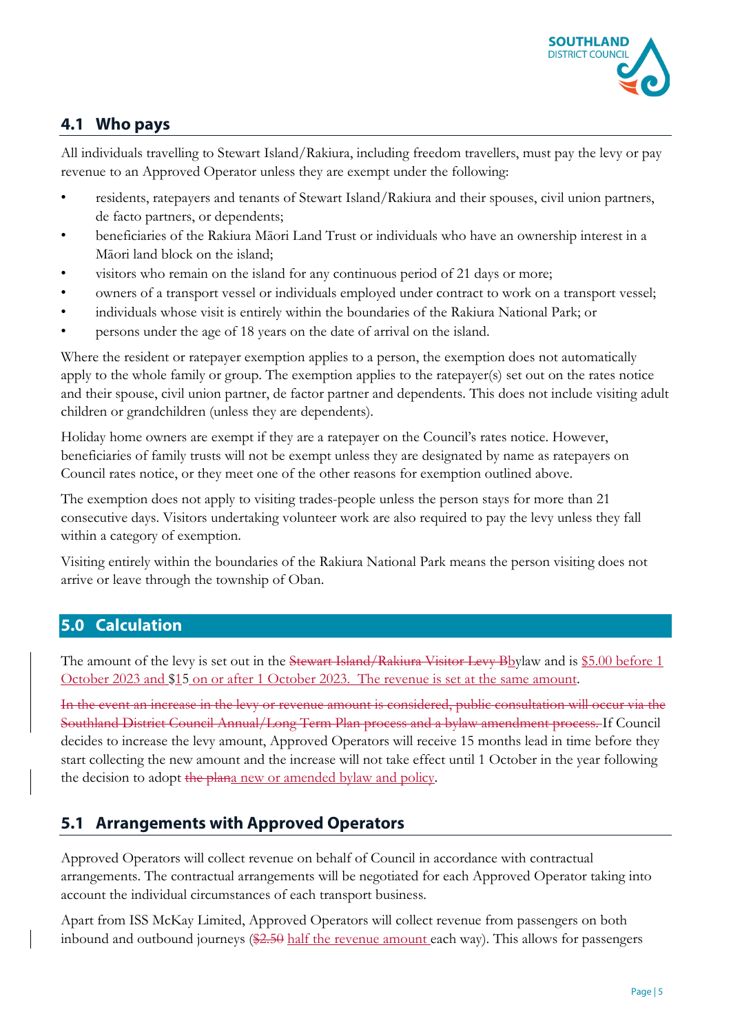## 4.1 Who pays

All individuals travelling to Stewart Island/Rakiura, including freedom travellers, must pay the levy or pay revenue to an Approved Operator unless they are exempt under the following:

- residents, ratepayers and tenants of Stewart Island/Rakiura and their spouses, civil union partners, de facto partners, or dependents;
- beneficiaries of the Rakiura Māori Land Trust or individuals who have an ownership interest in a Māori land block on the island;
- visitors who remain on the island for any continuous period of 21 days or more;
- owners of a transport vessel or individuals employed under contract to work on a transport vessel;
- individuals whose visit is entirely within the boundaries of the Rakiura National Park; or
- persons under the age of 18 years on the date of arrival on the island.

Where the resident or ratepayer exemption applies to a person, the exemption does not automatically apply to the whole family or group. The exemption applies to the ratepayer(s) set out on the rates notice and their spouse, civil union partner, de factor partner and dependents. This does not include visiting adult children or grandchildren (unless they are dependents).

Holiday home owners are exempt if they are a ratepayer on the Council's rates notice. However, beneficiaries of family trusts will not be exempt unless they are designated by name as ratepayers on Council rates notice, or they meet one of the other reasons for exemption outlined above.

The exemption does not apply to visiting trades-people unless the person stays for more than 21 consecutive days. Visitors undertaking volunteer work are also required to pay the levy unless they fall within a category of exemption.

Visiting entirely within the boundaries of the Rakiura National Park means the person visiting does not arrive or leave through the township of Oban.

## 5.0 Calculation

The amount of the levy is set out in the ~~Stewart Island/Rakiura Visitor Levy B~~bylaw and is $5.00 before 1 October 2023 and $~~1~~15 on or after 1 October 2023. The revenue is set at the same amount.

~~In the event an increase in the levy or revenue amount is considered, public consultation will occur via the Southland District Council Annual/Long Term Plan process and a bylaw amendment process.~~ If Council decides to increase the levy amount, Approved Operators will receive 15 months lead in time before they start collecting the new amount and the increase will not take effect until 1 October in the year following the decision to adopt ~~the plan~~a new or amended bylaw and policy.

## 5.1 Arrangements with Approved Operators

Approved Operators will collect revenue on behalf of Council in accordance with contractual arrangements. The contractual arrangements will be negotiated for each Approved Operator taking into account the individual circumstances of each transport business.

Apart from ISS McKay Limited, Approved Operators will collect revenue from passengers on both inbound and outbound journeys (~~$2.50~~ half the revenue amount each way). This allows for passengers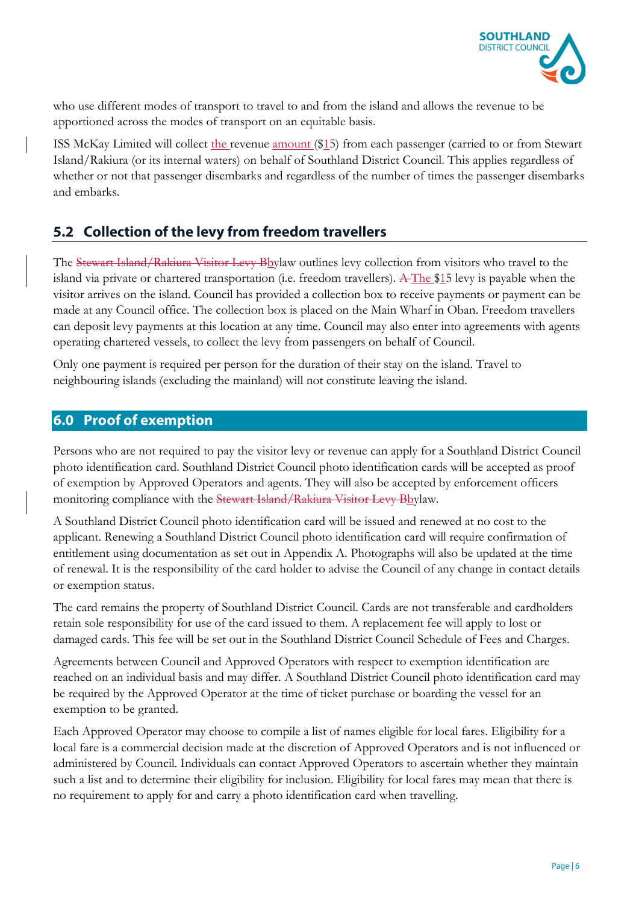who use different modes of transport to travel to and from the island and allows the revenue to be apportioned across the modes of transport on an equitable basis.

ISS McKay Limited will collect the revenue amount ($15) from each passenger (carried to or from Stewart Island/Rakiura (or its internal waters) on behalf of Southland District Council. This applies regardless of whether or not that passenger disembarks and regardless of the number of times the passenger disembarks and embarks.

## 5.2 Collection of the levy from freedom travellers

The ~~Stewart Island/Rakiura Visitor Levy B~~bylaw outlines levy collection from visitors who travel to the island via private or chartered transportation (i.e. freedom travellers). ~~A~~ The $15 levy is payable when the visitor arrives on the island. Council has provided a collection box to receive payments or payment can be made at any Council office. The collection box is placed on the Main Wharf in Oban. Freedom travellers can deposit levy payments at this location at any time. Council may also enter into agreements with agents operating chartered vessels, to collect the levy from passengers on behalf of Council.

Only one payment is required per person for the duration of their stay on the island. Travel to neighbouring islands (excluding the mainland) will not constitute leaving the island.

# 6.0 Proof of exemption

Persons who are not required to pay the visitor levy or revenue can apply for a Southland District Council photo identification card. Southland District Council photo identification cards will be accepted as proof of exemption by Approved Operators and agents. They will also be accepted by enforcement officers monitoring compliance with the ~~Stewart Island/Rakiura Visitor Levy B~~bylaw.

A Southland District Council photo identification card will be issued and renewed at no cost to the applicant. Renewing a Southland District Council photo identification card will require confirmation of entitlement using documentation as set out in Appendix A. Photographs will also be updated at the time of renewal. It is the responsibility of the card holder to advise the Council of any change in contact details or exemption status.

The card remains the property of Southland District Council. Cards are not transferable and cardholders retain sole responsibility for use of the card issued to them. A replacement fee will apply to lost or damaged cards. This fee will be set out in the Southland District Council Schedule of Fees and Charges.

Agreements between Council and Approved Operators with respect to exemption identification are reached on an individual basis and may differ. A Southland District Council photo identification card may be required by the Approved Operator at the time of ticket purchase or boarding the vessel for an exemption to be granted.

Each Approved Operator may choose to compile a list of names eligible for local fares. Eligibility for a local fare is a commercial decision made at the discretion of Approved Operators and is not influenced or administered by Council. Individuals can contact Approved Operators to ascertain whether they maintain such a list and to determine their eligibility for inclusion. Eligibility for local fares may mean that there is no requirement to apply for and carry a photo identification card when travelling.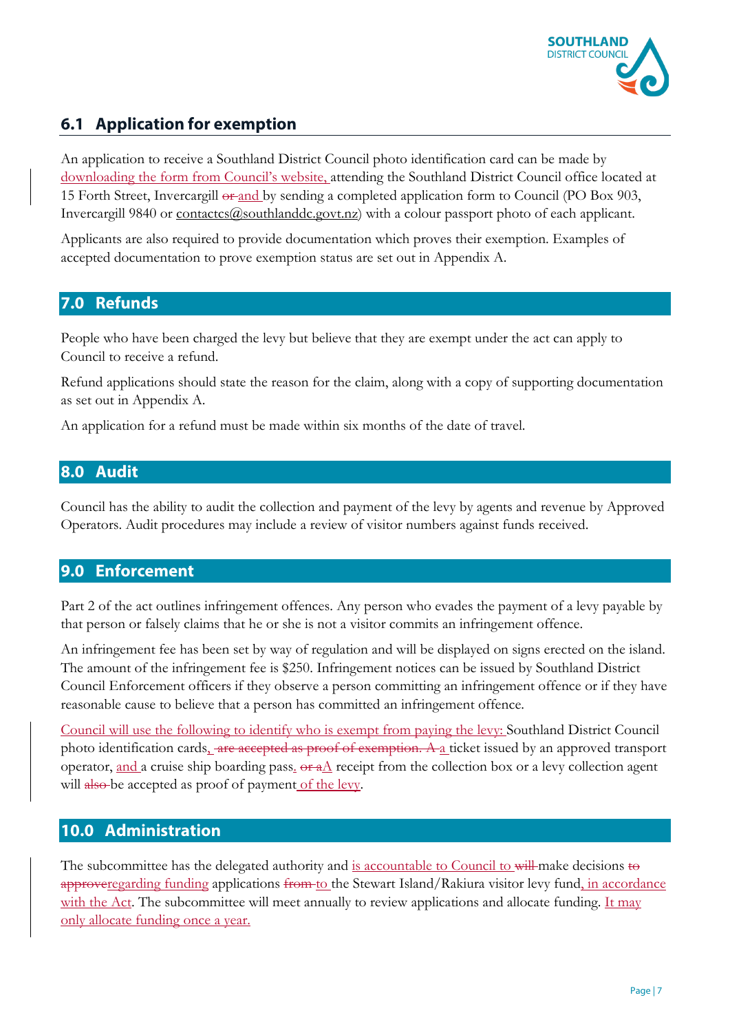## 6.1 Application for exemption

An application to receive a Southland District Council photo identification card can be made by downloading the form from Council's website, attending the Southland District Council office located at 15 Forth Street, Invercargill ~~or~~ and by sending a completed application form to Council (PO Box 903, Invercargill 9840 or contactcs@southlanddc.govt.nz) with a colour passport photo of each applicant.

Applicants are also required to provide documentation which proves their exemption. Examples of accepted documentation to prove exemption status are set out in Appendix A.

## 7.0 Refunds

People who have been charged the levy but believe that they are exempt under the act can apply to Council to receive a refund.

Refund applications should state the reason for the claim, along with a copy of supporting documentation as set out in Appendix A.

An application for a refund must be made within six months of the date of travel.

## 8.0 Audit

Council has the ability to audit the collection and payment of the levy by agents and revenue by Approved Operators. Audit procedures may include a review of visitor numbers against funds received.

## 9.0 Enforcement

Part 2 of the act outlines infringement offences. Any person who evades the payment of a levy payable by that person or falsely claims that he or she is not a visitor commits an infringement offence.

An infringement fee has been set by way of regulation and will be displayed on signs erected on the island. The amount of the infringement fee is $250. Infringement notices can be issued by Southland District Council Enforcement officers if they observe a person committing an infringement offence or if they have reasonable cause to believe that a person has committed an infringement offence.

Council will use the following to identify who is exempt from paying the levy: Southland District Council photo identification cards, ~~are accepted as proof of exemption. A~~ a ticket issued by an approved transport operator, and a cruise ship boarding pass. ~~or a~~A receipt from the collection box or a levy collection agent will ~~also~~ be accepted as proof of payment of the levy.

## 10.0 Administration

The subcommittee has the delegated authority and is accountable to Council to ~~will~~ make decisions ~~to approve~~regarding funding applications ~~from~~ to the Stewart Island/Rakiura visitor levy fund, in accordance with the Act. The subcommittee will meet annually to review applications and allocate funding. It may only allocate funding once a year.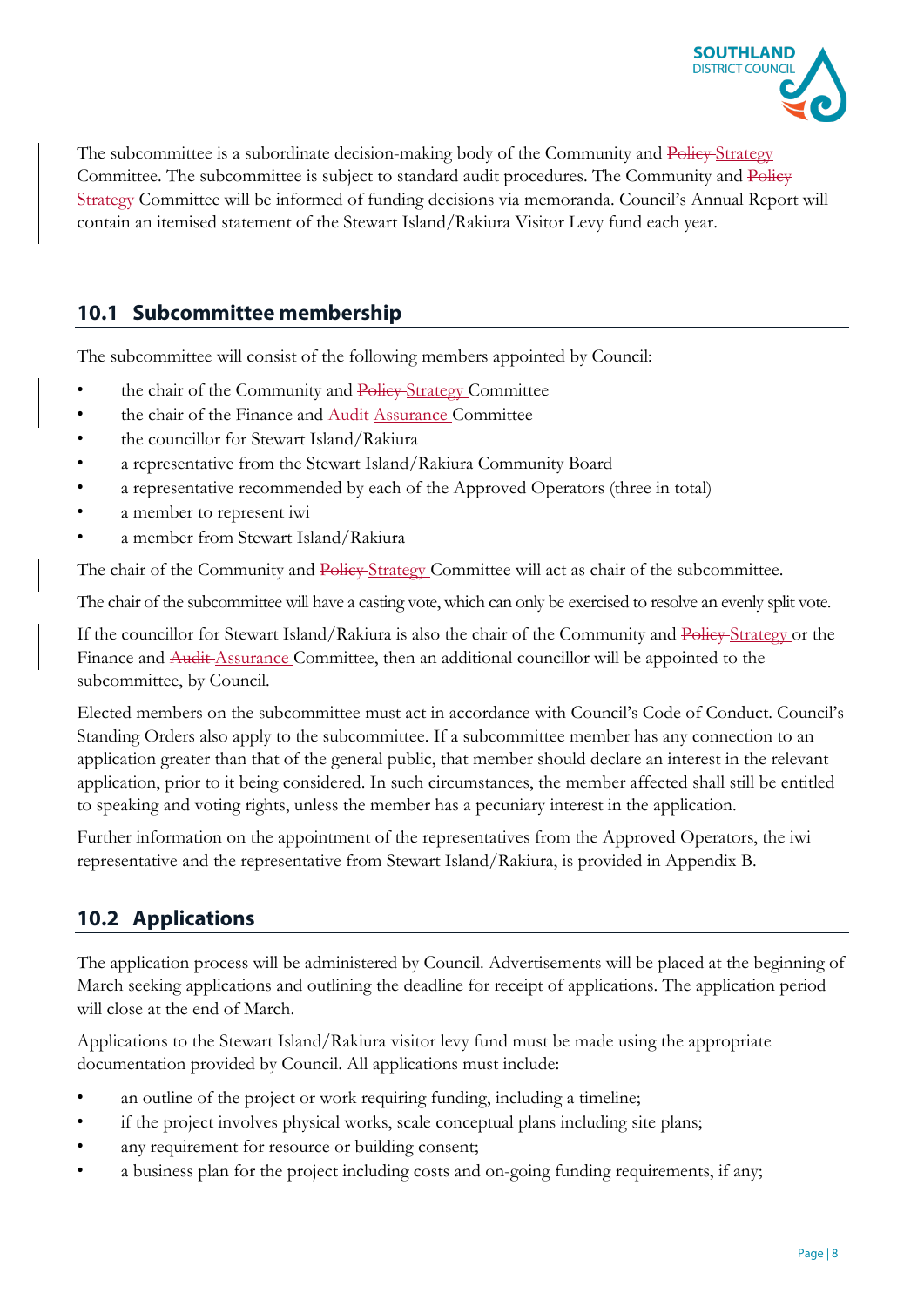The subcommittee is a subordinate decision-making body of the Community and ~~Policy~~ <u>Strategy</u> Committee. The subcommittee is subject to standard audit procedures. The Community and ~~Policy~~ <u>Strategy</u> Committee will be informed of funding decisions via memoranda. Council's Annual Report will contain an itemised statement of the Stewart Island/Rakiura Visitor Levy fund each year.

## 10.1 Subcommittee membership

The subcommittee will consist of the following members appointed by Council:

- the chair of the Community and ~~Policy~~ <u>Strategy</u> Committee
- the chair of the Finance and ~~Audit~~ <u>Assurance</u> Committee
- the councillor for Stewart Island/Rakiura
- a representative from the Stewart Island/Rakiura Community Board
- a representative recommended by each of the Approved Operators (three in total)
- a member to represent iwi
- a member from Stewart Island/Rakiura

The chair of the Community and ~~Policy~~ <u>Strategy</u> Committee will act as chair of the subcommittee.

The chair of the subcommittee will have a casting vote, which can only be exercised to resolve an evenly split vote.

If the councillor for Stewart Island/Rakiura is also the chair of the Community and ~~Policy~~ <u>Strategy</u> or the Finance and ~~Audit~~ <u>Assurance</u> Committee, then an additional councillor will be appointed to the subcommittee, by Council.

Elected members on the subcommittee must act in accordance with Council's Code of Conduct. Council's Standing Orders also apply to the subcommittee. If a subcommittee member has any connection to an application greater than that of the general public, that member should declare an interest in the relevant application, prior to it being considered. In such circumstances, the member affected shall still be entitled to speaking and voting rights, unless the member has a pecuniary interest in the application.

Further information on the appointment of the representatives from the Approved Operators, the iwi representative and the representative from Stewart Island/Rakiura, is provided in Appendix B.

## 10.2 Applications

The application process will be administered by Council. Advertisements will be placed at the beginning of March seeking applications and outlining the deadline for receipt of applications. The application period will close at the end of March.

Applications to the Stewart Island/Rakiura visitor levy fund must be made using the appropriate documentation provided by Council. All applications must include:

- an outline of the project or work requiring funding, including a timeline;
- if the project involves physical works, scale conceptual plans including site plans;
- any requirement for resource or building consent;
- a business plan for the project including costs and on-going funding requirements, if any;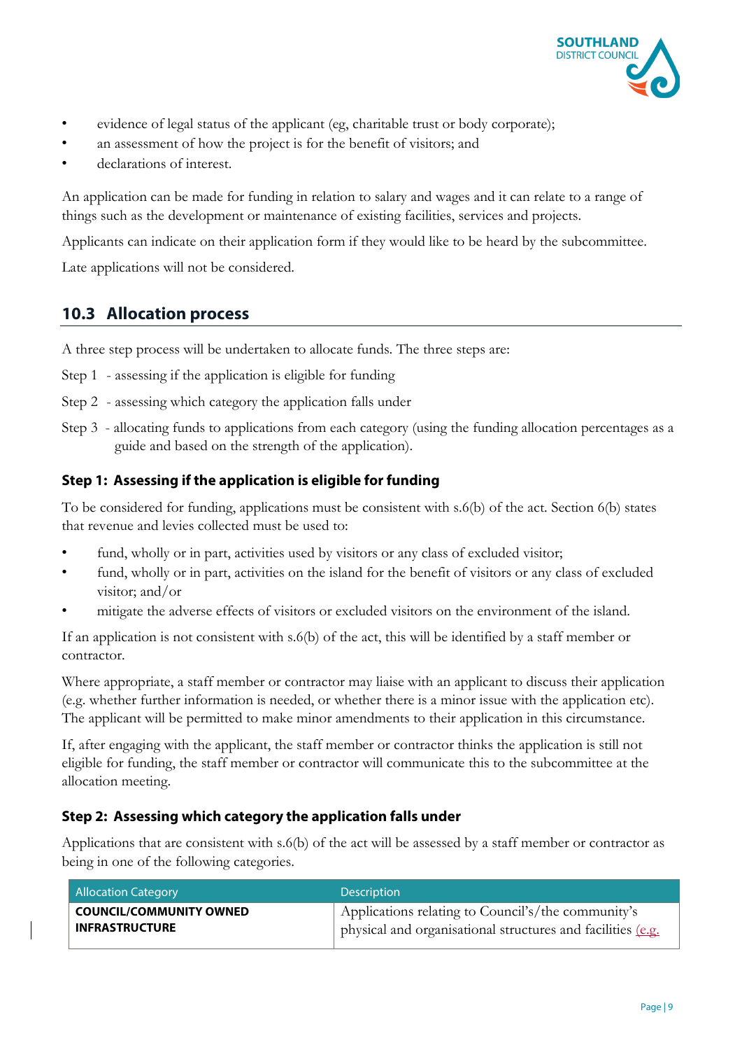- evidence of legal status of the applicant (eg, charitable trust or body corporate);
- an assessment of how the project is for the benefit of visitors; and
- declarations of interest.

An application can be made for funding in relation to salary and wages and it can relate to a range of things such as the development or maintenance of existing facilities, services and projects.

Applicants can indicate on their application form if they would like to be heard by the subcommittee.

Late applications will not be considered.

## 10.3 Allocation process

A three step process will be undertaken to allocate funds. The three steps are:

Step 1 - assessing if the application is eligible for funding

Step 2 - assessing which category the application falls under

Step 3 - allocating funds to applications from each category (using the funding allocation percentages as a guide and based on the strength of the application).

### Step 1: Assessing if the application is eligible for funding

To be considered for funding, applications must be consistent with s.6(b) of the act. Section 6(b) states that revenue and levies collected must be used to:

- fund, wholly or in part, activities used by visitors or any class of excluded visitor;
- fund, wholly or in part, activities on the island for the benefit of visitors or any class of excluded visitor; and/or
- mitigate the adverse effects of visitors or excluded visitors on the environment of the island.

If an application is not consistent with s.6(b) of the act, this will be identified by a staff member or contractor.

Where appropriate, a staff member or contractor may liaise with an applicant to discuss their application (e.g. whether further information is needed, or whether there is a minor issue with the application etc). The applicant will be permitted to make minor amendments to their application in this circumstance.

If, after engaging with the applicant, the staff member or contractor thinks the application is still not eligible for funding, the staff member or contractor will communicate this to the subcommittee at the allocation meeting.

### Step 2: Assessing which category the application falls under

Applications that are consistent with s.6(b) of the act will be assessed by a staff member or contractor as being in one of the following categories.

| Allocation Category | Description |
|---|---|
| **COUNCIL/COMMUNITY OWNED INFRASTRUCTURE** | Applications relating to Council's/the community's physical and organisational structures and facilities (e.g. |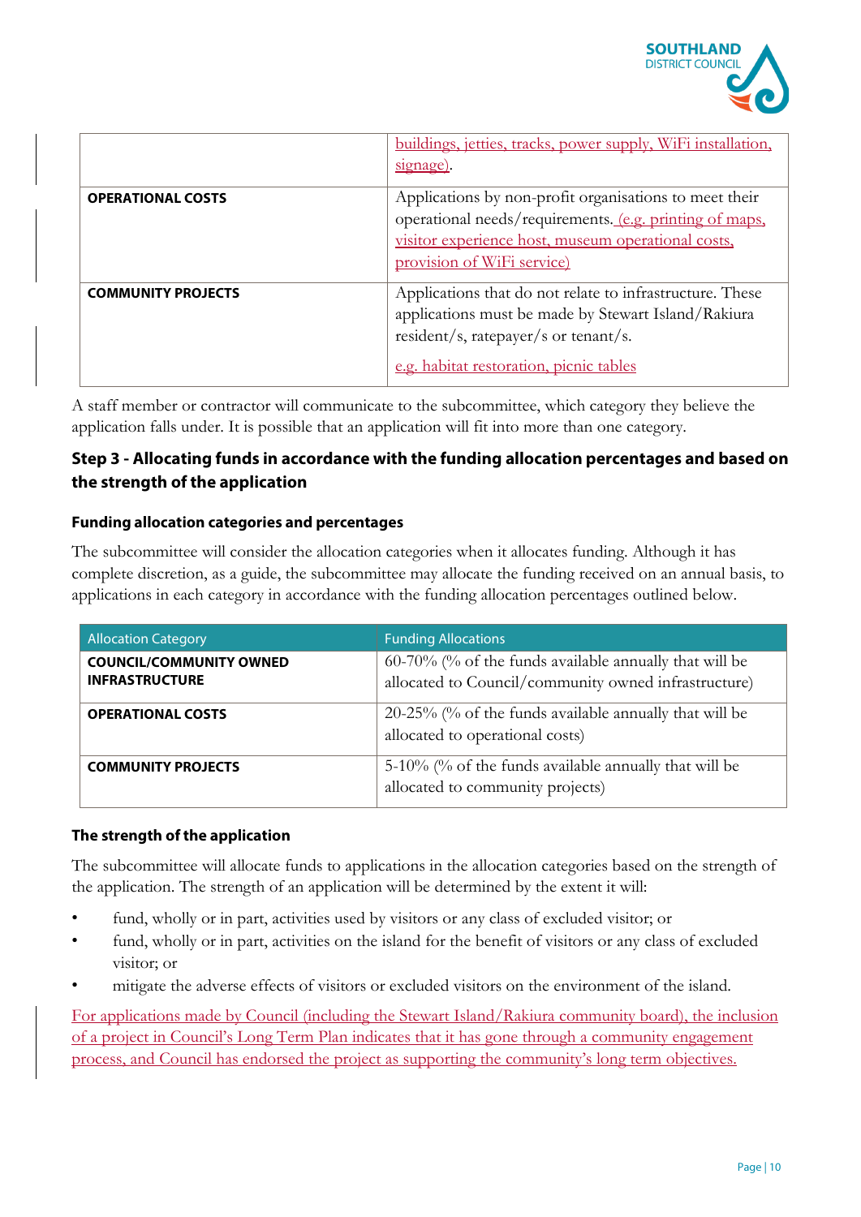| | |
|---|---|
| | buildings, jetties, tracks, power supply, WiFi installation, signage). |
| **OPERATIONAL COSTS** | Applications by non-profit organisations to meet their operational needs/requirements. (e.g. printing of maps, visitor experience host, museum operational costs, provision of WiFi service) |
| **COMMUNITY PROJECTS** | Applications that do not relate to infrastructure. These applications must be made by Stewart Island/Rakiura resident/s, ratepayer/s or tenant/s. e.g. habitat restoration, picnic tables |

A staff member or contractor will communicate to the subcommittee, which category they believe the application falls under. It is possible that an application will fit into more than one category.

### Step 3 - Allocating funds in accordance with the funding allocation percentages and based on the strength of the application

#### Funding allocation categories and percentages

The subcommittee will consider the allocation categories when it allocates funding. Although it has complete discretion, as a guide, the subcommittee may allocate the funding received on an annual basis, to applications in each category in accordance with the funding allocation percentages outlined below.

| Allocation Category | Funding Allocations |
|---|---|
| **COUNCIL/COMMUNITY OWNED INFRASTRUCTURE** | 60-70% (% of the funds available annually that will be allocated to Council/community owned infrastructure) |
| **OPERATIONAL COSTS** | 20-25% (% of the funds available annually that will be allocated to operational costs) |
| **COMMUNITY PROJECTS** | 5-10% (% of the funds available annually that will be allocated to community projects) |

#### The strength of the application

The subcommittee will allocate funds to applications in the allocation categories based on the strength of the application. The strength of an application will be determined by the extent it will:

- fund, wholly or in part, activities used by visitors or any class of excluded visitor; or
- fund, wholly or in part, activities on the island for the benefit of visitors or any class of excluded visitor; or
- mitigate the adverse effects of visitors or excluded visitors on the environment of the island.

For applications made by Council (including the Stewart Island/Rakiura community board), the inclusion of a project in Council's Long Term Plan indicates that it has gone through a community engagement process, and Council has endorsed the project as supporting the community's long term objectives.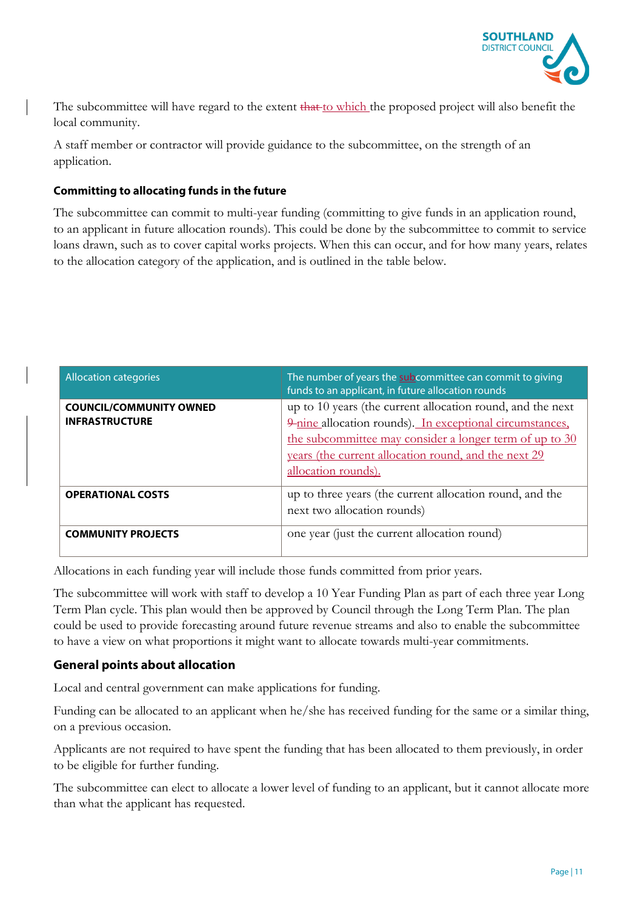The subcommittee will have regard to the extent ~~that~~ to which the proposed project will also benefit the local community.

A staff member or contractor will provide guidance to the subcommittee, on the strength of an application.

#### Committing to allocating funds in the future

The subcommittee can commit to multi-year funding (committing to give funds in an application round, to an applicant in future allocation rounds). This could be done by the subcommittee to commit to service loans drawn, such as to cover capital works projects. When this can occur, and for how many years, relates to the allocation category of the application, and is outlined in the table below.

| Allocation categories | The number of years the subcommittee can commit to giving funds to an applicant, in future allocation rounds |
|---|---|
| **COUNCIL/COMMUNITY OWNED INFRASTRUCTURE** | up to 10 years (the current allocation round, and the next ~~9~~ nine allocation rounds). In exceptional circumstances, the subcommittee may consider a longer term of up to 30 years (the current allocation round, and the next 29 allocation rounds). |
| **OPERATIONAL COSTS** | up to three years (the current allocation round, and the next two allocation rounds) |
| **COMMUNITY PROJECTS** | one year (just the current allocation round) |

Allocations in each funding year will include those funds committed from prior years.

The subcommittee will work with staff to develop a 10 Year Funding Plan as part of each three year Long Term Plan cycle. This plan would then be approved by Council through the Long Term Plan. The plan could be used to provide forecasting around future revenue streams and also to enable the subcommittee to have a view on what proportions it might want to allocate towards multi-year commitments.

### General points about allocation

Local and central government can make applications for funding.

Funding can be allocated to an applicant when he/she has received funding for the same or a similar thing, on a previous occasion.

Applicants are not required to have spent the funding that has been allocated to them previously, in order to be eligible for further funding.

The subcommittee can elect to allocate a lower level of funding to an applicant, but it cannot allocate more than what the applicant has requested.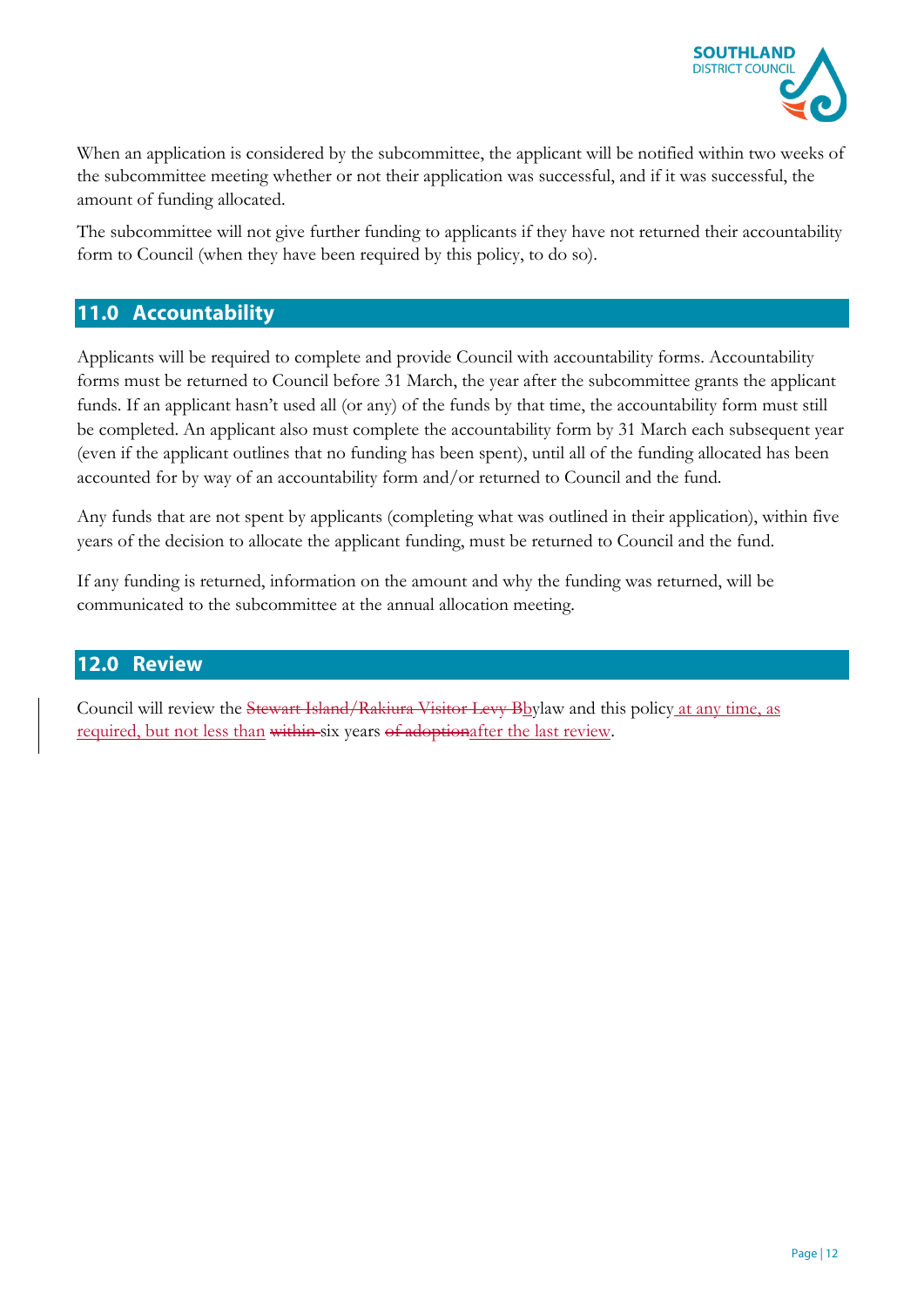When an application is considered by the subcommittee, the applicant will be notified within two weeks of the subcommittee meeting whether or not their application was successful, and if it was successful, the amount of funding allocated.

The subcommittee will not give further funding to applicants if they have not returned their accountability form to Council (when they have been required by this policy, to do so).

## 11.0 Accountability

Applicants will be required to complete and provide Council with accountability forms. Accountability forms must be returned to Council before 31 March, the year after the subcommittee grants the applicant funds. If an applicant hasn't used all (or any) of the funds by that time, the accountability form must still be completed. An applicant also must complete the accountability form by 31 March each subsequent year (even if the applicant outlines that no funding has been spent), until all of the funding allocated has been accounted for by way of an accountability form and/or returned to Council and the fund.

Any funds that are not spent by applicants (completing what was outlined in their application), within five years of the decision to allocate the applicant funding, must be returned to Council and the fund.

If any funding is returned, information on the amount and why the funding was returned, will be communicated to the subcommittee at the annual allocation meeting.

## 12.0 Review

Council will review the ~~Stewart Island/Rakiura Visitor Levy B~~bylaw and this policy at any time, as required, but not less than ~~within~~ six years ~~of adoption~~after the last review.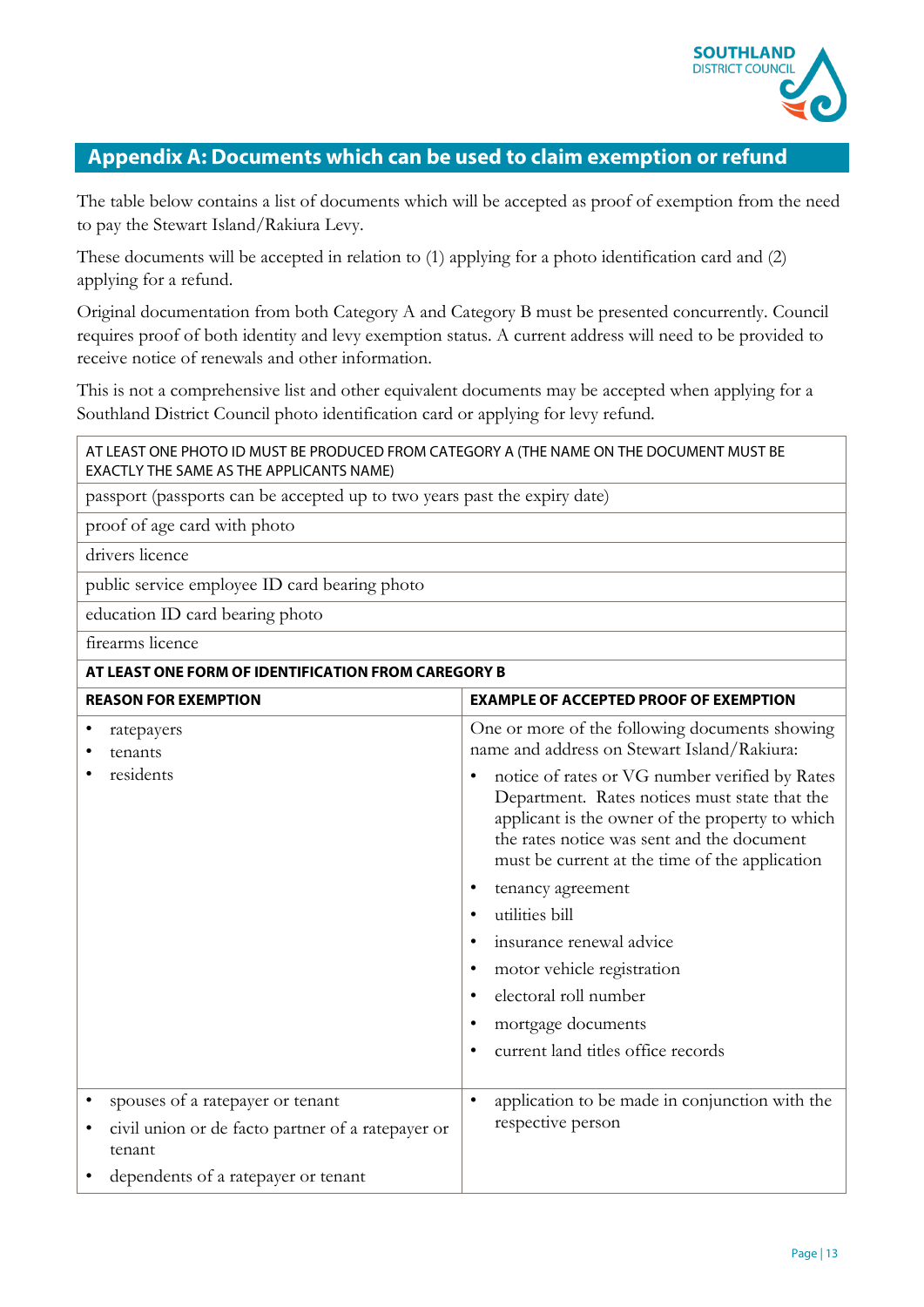## Appendix A: Documents which can be used to claim exemption or refund

The table below contains a list of documents which will be accepted as proof of exemption from the need to pay the Stewart Island/Rakiura Levy.

These documents will be accepted in relation to (1) applying for a photo identification card and (2) applying for a refund.

Original documentation from both Category A and Category B must be presented concurrently. Council requires proof of both identity and levy exemption status. A current address will need to be provided to receive notice of renewals and other information.

This is not a comprehensive list and other equivalent documents may be accepted when applying for a Southland District Council photo identification card or applying for levy refund.

| AT LEAST ONE PHOTO ID MUST BE PRODUCED FROM CATEGORY A (THE NAME ON THE DOCUMENT MUST BE EXACTLY THE SAME AS THE APPLICANTS NAME) | |
|---|---|
| passport (passports can be accepted up to two years past the expiry date) | |
| proof of age card with photo | |
| drivers licence | |
| public service employee ID card bearing photo | |
| education ID card bearing photo | |
| firearms licence | |
| **AT LEAST ONE FORM OF IDENTIFICATION FROM CAREGORY B** | |
| **REASON FOR EXEMPTION** | **EXAMPLE OF ACCEPTED PROOF OF EXEMPTION** |
| • ratepayers<br>• tenants<br>• residents | One or more of the following documents showing name and address on Stewart Island/Rakiura:<br>• notice of rates or VG number verified by Rates Department. Rates notices must state that the applicant is the owner of the property to which the rates notice was sent and the document must be current at the time of the application<br>• tenancy agreement<br>• utilities bill<br>• insurance renewal advice<br>• motor vehicle registration<br>• electoral roll number<br>• mortgage documents<br>• current land titles office records |
| • spouses of a ratepayer or tenant<br>• civil union or de facto partner of a ratepayer or tenant<br>• dependents of a ratepayer or tenant | • application to be made in conjunction with the respective person |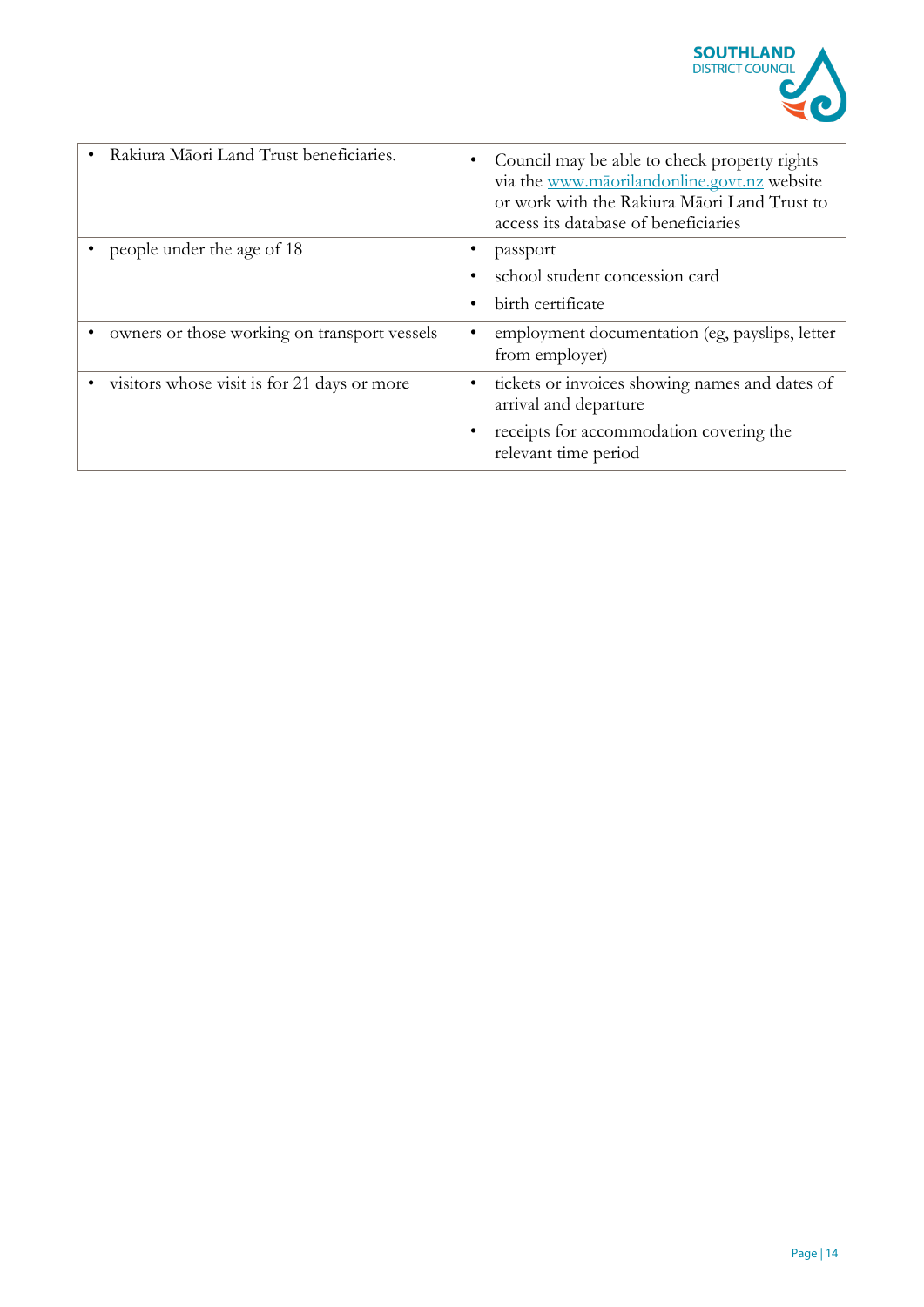| | |
|---|---|
| • Rakiura Māori Land Trust beneficiaries. | • Council may be able to check property rights via the [www.māorilandonline.govt.nz](www.māorilandonline.govt.nz) website or work with the Rakiura Māori Land Trust to access its database of beneficiaries |
| • people under the age of 18 | • passport<br>• school student concession card<br>• birth certificate |
| • owners or those working on transport vessels | • employment documentation (eg, payslips, letter from employer) |
| • visitors whose visit is for 21 days or more | • tickets or invoices showing names and dates of arrival and departure<br>• receipts for accommodation covering the relevant time period |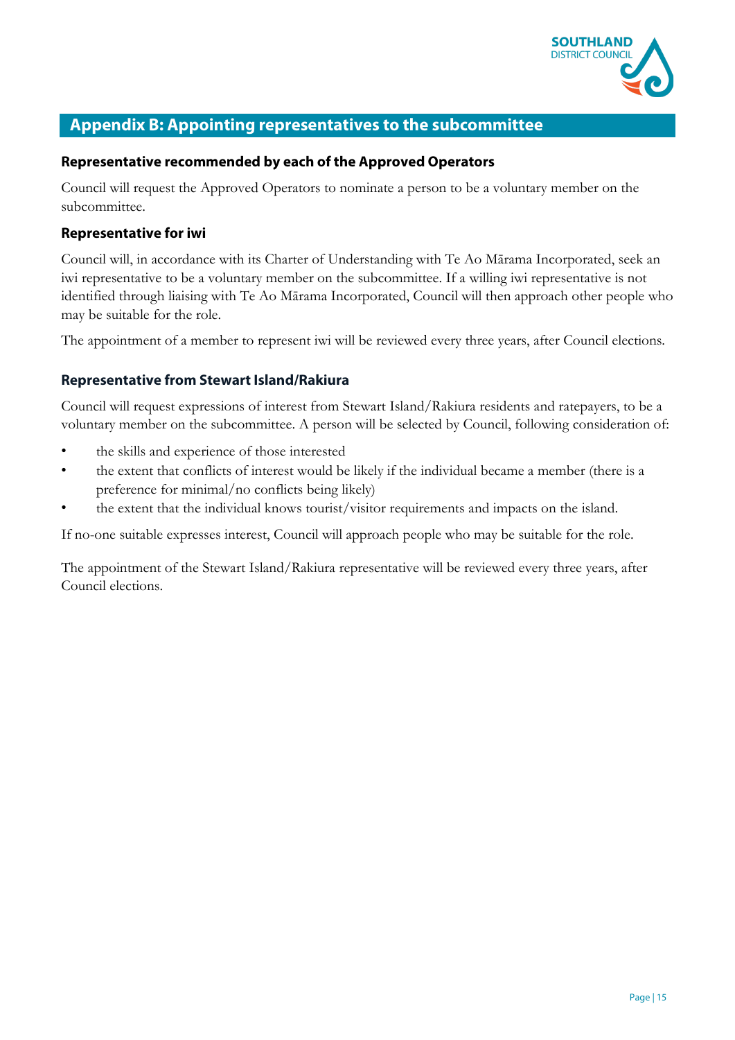## Appendix B: Appointing representatives to the subcommittee

### Representative recommended by each of the Approved Operators

Council will request the Approved Operators to nominate a person to be a voluntary member on the subcommittee.

### Representative for iwi

Council will, in accordance with its Charter of Understanding with Te Ao Mārama Incorporated, seek an iwi representative to be a voluntary member on the subcommittee. If a willing iwi representative is not identified through liaising with Te Ao Mārama Incorporated, Council will then approach other people who may be suitable for the role.

The appointment of a member to represent iwi will be reviewed every three years, after Council elections.

### Representative from Stewart Island/Rakiura

Council will request expressions of interest from Stewart Island/Rakiura residents and ratepayers, to be a voluntary member on the subcommittee. A person will be selected by Council, following consideration of:

- the skills and experience of those interested
- the extent that conflicts of interest would be likely if the individual became a member (there is a preference for minimal/no conflicts being likely)
- the extent that the individual knows tourist/visitor requirements and impacts on the island.

If no-one suitable expresses interest, Council will approach people who may be suitable for the role.

The appointment of the Stewart Island/Rakiura representative will be reviewed every three years, after Council elections.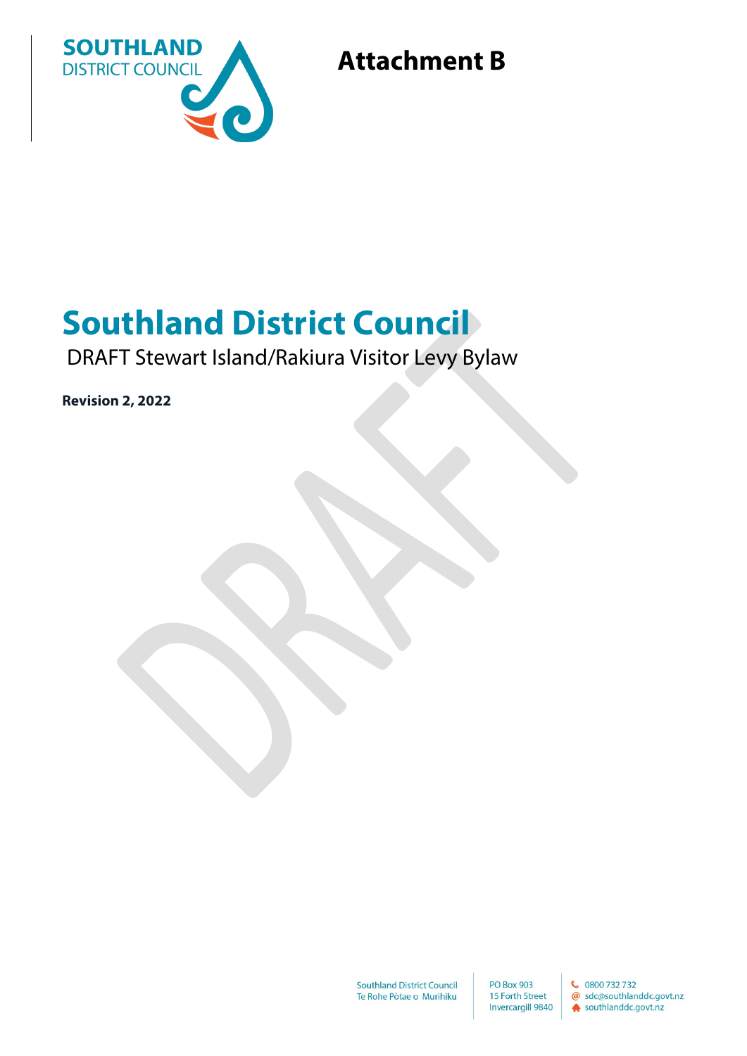# Attachment B

# Southland District Council

DRAFT Stewart Island/Rakiura Visitor Levy Bylaw

**Revision 2, 2022**

Southland District Council
Te Rohe Pōtae o Murihiku

PO Box 903
15 Forth Street
Invercargill 9840

0800 732 732
sdc@southlanddc.govt.nz
southlanddc.govt.nz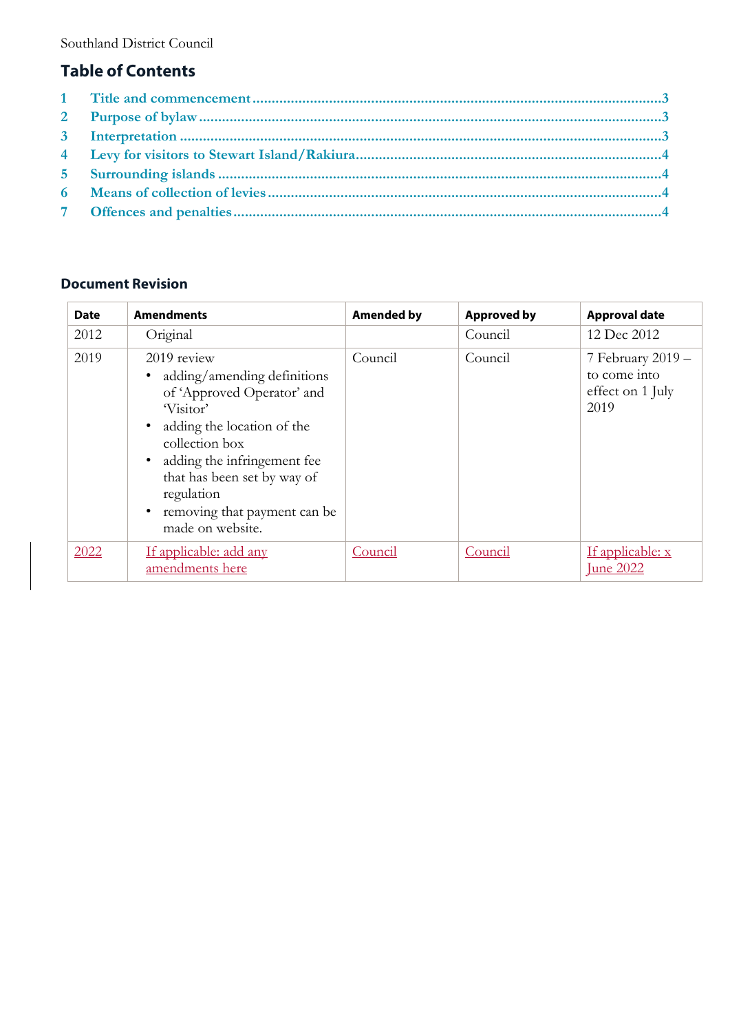Southland District Council

## Table of Contents

1 Title and commencement ..... 3
2 Purpose of bylaw ..... 3
3 Interpretation ..... 3
4 Levy for visitors to Stewart Island/Rakiura ..... 4
5 Surrounding islands ..... 4
6 Means of collection of levies ..... 4
7 Offences and penalties ..... 4

### Document Revision

| Date | Amendments | Amended by | Approved by | Approval date |
|---|---|---|---|---|
| 2012 | Original | | Council | 12 Dec 2012 |
| 2019 | 2019 review<br>• adding/amending definitions of 'Approved Operator' and 'Visitor'<br>• adding the location of the collection box<br>• adding the infringement fee that has been set by way of regulation<br>• removing that payment can be made on website. | Council | Council | 7 February 2019 – to come into effect on 1 July 2019 |
| 2022 | If applicable: add any amendments here | Council | Council | If applicable: x June 2022 |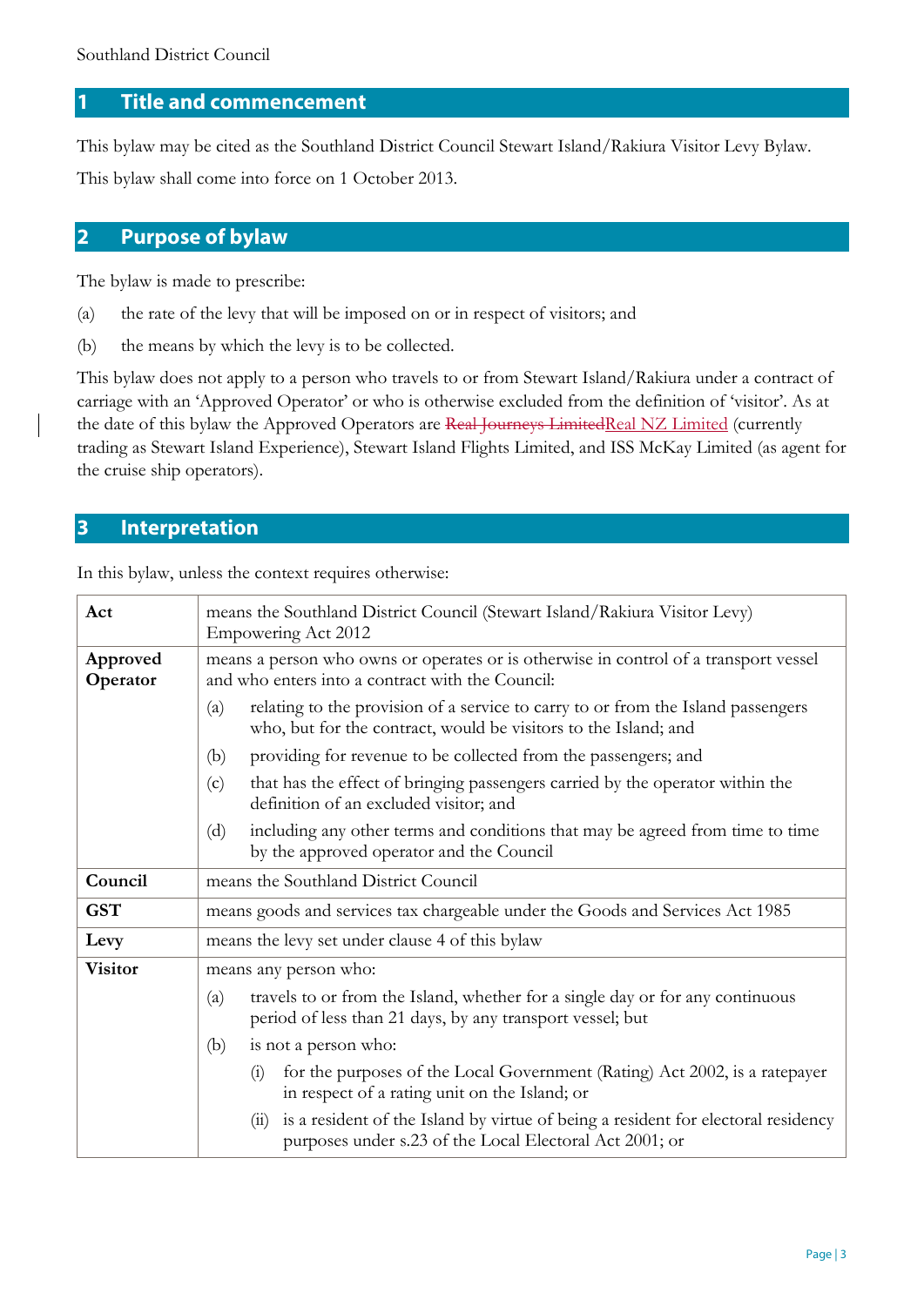Southland District Council

## 1 Title and commencement

This bylaw may be cited as the Southland District Council Stewart Island/Rakiura Visitor Levy Bylaw.

This bylaw shall come into force on 1 October 2013.

## 2 Purpose of bylaw

The bylaw is made to prescribe:

(a) the rate of the levy that will be imposed on or in respect of visitors; and

(b) the means by which the levy is to be collected.

This bylaw does not apply to a person who travels to or from Stewart Island/Rakiura under a contract of carriage with an 'Approved Operator' or who is otherwise excluded from the definition of 'visitor'. As at the date of this bylaw the Approved Operators are ~~Real Journeys Limited~~Real NZ Limited (currently trading as Stewart Island Experience), Stewart Island Flights Limited, and ISS McKay Limited (as agent for the cruise ship operators).

## 3 Interpretation

In this bylaw, unless the context requires otherwise:

| | |
|---|---|
| **Act** | means the Southland District Council (Stewart Island/Rakiura Visitor Levy) Empowering Act 2012 |
| **Approved Operator** | means a person who owns or operates or is otherwise in control of a transport vessel and who enters into a contract with the Council:<br>(a) relating to the provision of a service to carry to or from the Island passengers who, but for the contract, would be visitors to the Island; and<br>(b) providing for revenue to be collected from the passengers; and<br>(c) that has the effect of bringing passengers carried by the operator within the definition of an excluded visitor; and<br>(d) including any other terms and conditions that may be agreed from time to time by the approved operator and the Council |
| **Council** | means the Southland District Council |
| **GST** | means goods and services tax chargeable under the Goods and Services Act 1985 |
| **Levy** | means the levy set under clause 4 of this bylaw |
| **Visitor** | means any person who:<br>(a) travels to or from the Island, whether for a single day or for any continuous period of less than 21 days, by any transport vessel; but<br>(b) is not a person who:<br>(i) for the purposes of the Local Government (Rating) Act 2002, is a ratepayer in respect of a rating unit on the Island; or<br>(ii) is a resident of the Island by virtue of being a resident for electoral residency purposes under s.23 of the Local Electoral Act 2001; or |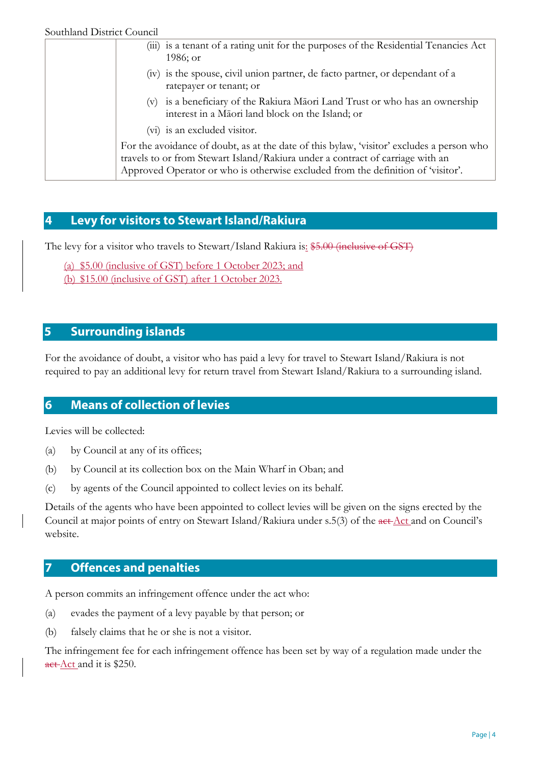| | (iii) is a tenant of a rating unit for the purposes of the Residential Tenancies Act 1986; or<br>(iv) is the spouse, civil union partner, de facto partner, or dependant of a ratepayer or tenant; or<br>(v) is a beneficiary of the Rakiura Māori Land Trust or who has an ownership interest in a Māori land block on the Island; or<br>(vi) is an excluded visitor.<br>For the avoidance of doubt, as at the date of this bylaw, 'visitor' excludes a person who travels to or from Stewart Island/Rakiura under a contract of carriage with an Approved Operator or who is otherwise excluded from the definition of 'visitor'. |
|---|---|

## 4 Levy for visitors to Stewart Island/Rakiura

The levy for a visitor who travels to Stewart/Island Rakiura is: ~~$5.00 (inclusive of GST)~~

(a) $5.00 (inclusive of GST) before 1 October 2023; and
(b) $15.00 (inclusive of GST) after 1 October 2023.

## 5 Surrounding islands

For the avoidance of doubt, a visitor who has paid a levy for travel to Stewart Island/Rakiura is not required to pay an additional levy for return travel from Stewart Island/Rakiura to a surrounding island.

## 6 Means of collection of levies

Levies will be collected:

(a) by Council at any of its offices;

(b) by Council at its collection box on the Main Wharf in Oban; and

(c) by agents of the Council appointed to collect levies on its behalf.

Details of the agents who have been appointed to collect levies will be given on the signs erected by the Council at major points of entry on Stewart Island/Rakiura under s.5(3) of the ~~act~~ Act and on Council's website.

## 7 Offences and penalties

A person commits an infringement offence under the act who:

(a) evades the payment of a levy payable by that person; or

(b) falsely claims that he or she is not a visitor.

The infringement fee for each infringement offence has been set by way of a regulation made under the ~~act~~ Act and it is $250.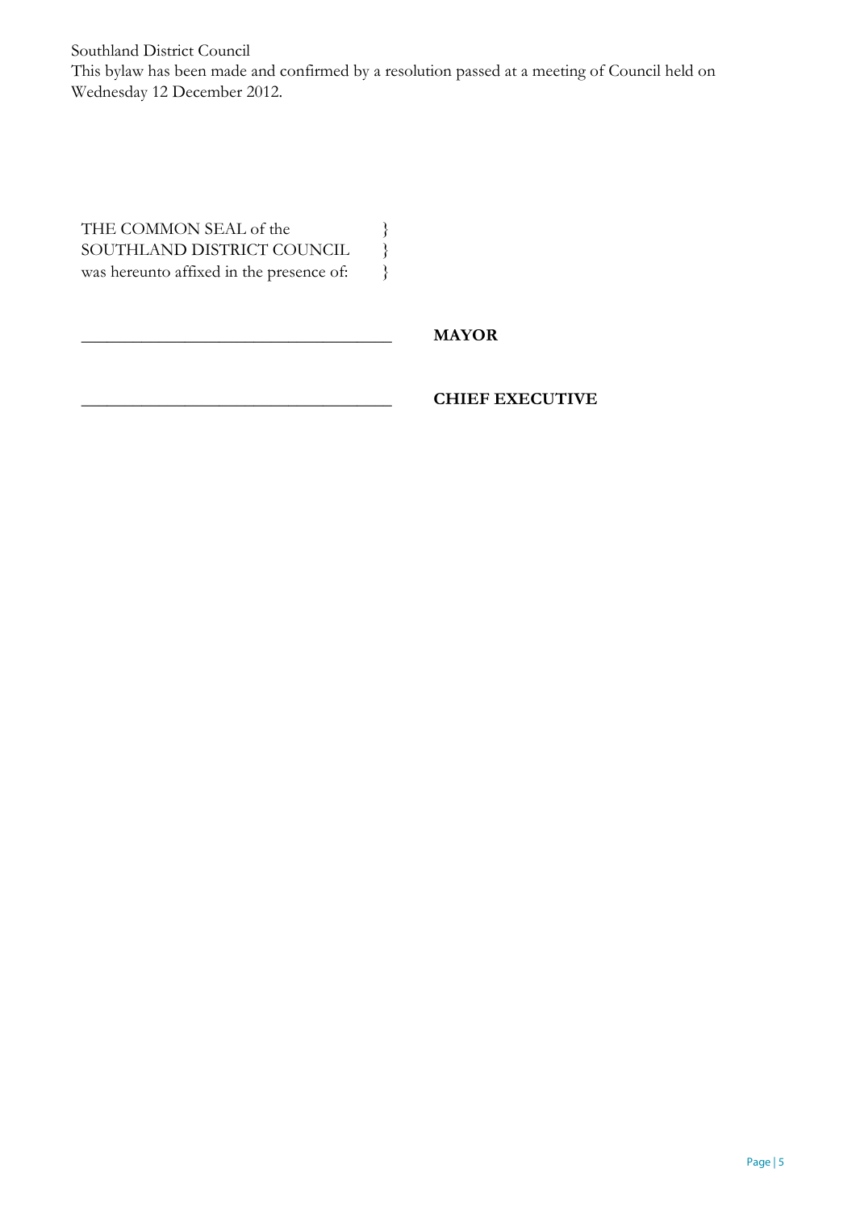Southland District Council
This bylaw has been made and confirmed by a resolution passed at a meeting of Council held on Wednesday 12 December 2012.

THE COMMON SEAL of the }
SOUTHLAND DISTRICT COUNCIL }
was hereunto affixed in the presence of: }

\_\_\_\_\_\_\_\_\_\_\_\_\_\_\_\_\_\_\_\_\_\_\_\_\_\_\_\_\_\_\_\_\_\_\_\_ **MAYOR**

\_\_\_\_\_\_\_\_\_\_\_\_\_\_\_\_\_\_\_\_\_\_\_\_\_\_\_\_\_\_\_\_\_\_\_\_ **CHIEF EXECUTIVE**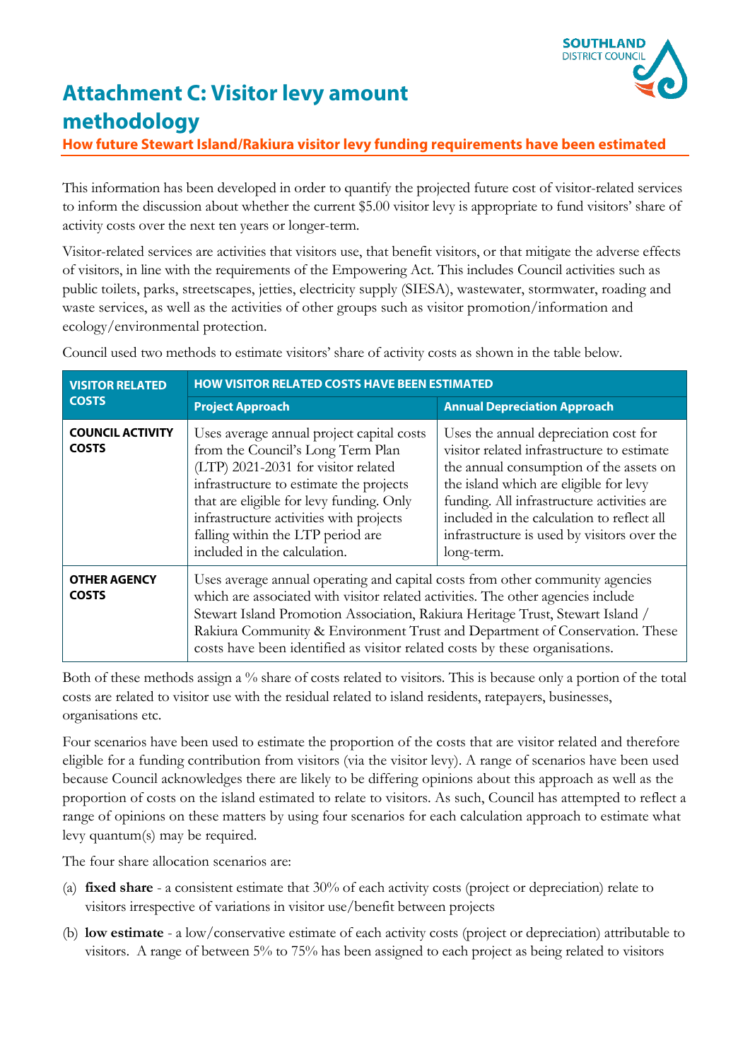# Attachment C: Visitor levy amount methodology

**How future Stewart Island/Rakiura visitor levy funding requirements have been estimated**

This information has been developed in order to quantify the projected future cost of visitor-related services to inform the discussion about whether the current $5.00 visitor levy is appropriate to fund visitors' share of activity costs over the next ten years or longer-term.

Visitor-related services are activities that visitors use, that benefit visitors, or that mitigate the adverse effects of visitors, in line with the requirements of the Empowering Act. This includes Council activities such as public toilets, parks, streetscapes, jetties, electricity supply (SIESA), wastewater, stormwater, roading and waste services, as well as the activities of other groups such as visitor promotion/information and ecology/environmental protection.

Council used two methods to estimate visitors' share of activity costs as shown in the table below.

| VISITOR RELATED COSTS | HOW VISITOR RELATED COSTS HAVE BEEN ESTIMATED | |
|---|---|---|
| | **Project Approach** | **Annual Depreciation Approach** |
| **COUNCIL ACTIVITY COSTS** | Uses average annual project capital costs from the Council's Long Term Plan (LTP) 2021-2031 for visitor related infrastructure to estimate the projects that are eligible for levy funding. Only infrastructure activities with projects falling within the LTP period are included in the calculation. | Uses the annual depreciation cost for visitor related infrastructure to estimate the annual consumption of the assets on the island which are eligible for levy funding. All infrastructure activities are included in the calculation to reflect all infrastructure is used by visitors over the long-term. |
| **OTHER AGENCY COSTS** | Uses average annual operating and capital costs from other community agencies which are associated with visitor related activities. The other agencies include Stewart Island Promotion Association, Rakiura Heritage Trust, Stewart Island / Rakiura Community & Environment Trust and Department of Conservation. These costs have been identified as visitor related costs by these organisations. | |

Both of these methods assign a % share of costs related to visitors. This is because only a portion of the total costs are related to visitor use with the residual related to island residents, ratepayers, businesses, organisations etc.

Four scenarios have been used to estimate the proportion of the costs that are visitor related and therefore eligible for a funding contribution from visitors (via the visitor levy). A range of scenarios have been used because Council acknowledges there are likely to be differing opinions about this approach as well as the proportion of costs on the island estimated to relate to visitors. As such, Council has attempted to reflect a range of opinions on these matters by using four scenarios for each calculation approach to estimate what levy quantum(s) may be required.

The four share allocation scenarios are:

(a) **fixed share** - a consistent estimate that 30% of each activity costs (project or depreciation) relate to visitors irrespective of variations in visitor use/benefit between projects

(b) **low estimate** - a low/conservative estimate of each activity costs (project or depreciation) attributable to visitors. A range of between 5% to 75% has been assigned to each project as being related to visitors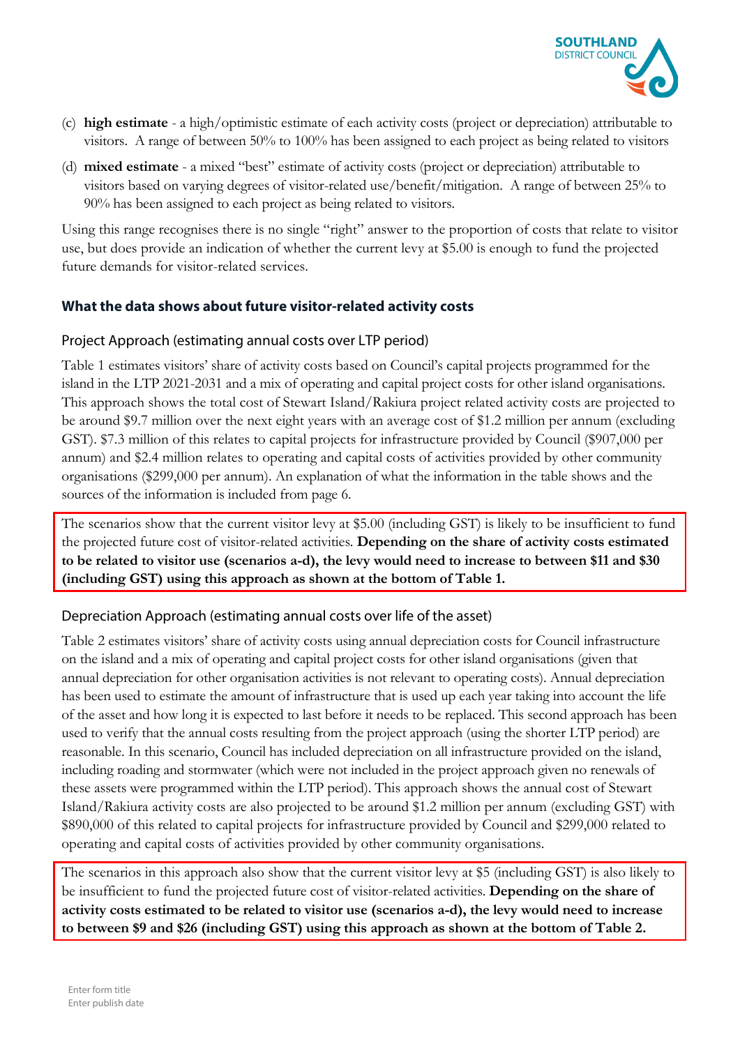(c) **high estimate** - a high/optimistic estimate of each activity costs (project or depreciation) attributable to visitors. A range of between 50% to 100% has been assigned to each project as being related to visitors

(d) **mixed estimate** - a mixed "best" estimate of activity costs (project or depreciation) attributable to visitors based on varying degrees of visitor-related use/benefit/mitigation. A range of between 25% to 90% has been assigned to each project as being related to visitors.

Using this range recognises there is no single "right" answer to the proportion of costs that relate to visitor use, but does provide an indication of whether the current levy at $5.00 is enough to fund the projected future demands for visitor-related services.

### What the data shows about future visitor-related activity costs

#### Project Approach (estimating annual costs over LTP period)

Table 1 estimates visitors' share of activity costs based on Council's capital projects programmed for the island in the LTP 2021-2031 and a mix of operating and capital project costs for other island organisations. This approach shows the total cost of Stewart Island/Rakiura project related activity costs are projected to be around $9.7 million over the next eight years with an average cost of $1.2 million per annum (excluding GST). $7.3 million of this relates to capital projects for infrastructure provided by Council ($907,000 per annum) and $2.4 million relates to operating and capital costs of activities provided by other community organisations ($299,000 per annum). An explanation of what the information in the table shows and the sources of the information is included from page 6.

The scenarios show that the current visitor levy at $5.00 (including GST) is likely to be insufficient to fund the projected future cost of visitor-related activities. **Depending on the share of activity costs estimated to be related to visitor use (scenarios a-d), the levy would need to increase to between $11 and $30 (including GST) using this approach as shown at the bottom of Table 1.**

#### Depreciation Approach (estimating annual costs over life of the asset)

Table 2 estimates visitors' share of activity costs using annual depreciation costs for Council infrastructure on the island and a mix of operating and capital project costs for other island organisations (given that annual depreciation for other organisation activities is not relevant to operating costs). Annual depreciation has been used to estimate the amount of infrastructure that is used up each year taking into account the life of the asset and how long it is expected to last before it needs to be replaced. This second approach has been used to verify that the annual costs resulting from the project approach (using the shorter LTP period) are reasonable. In this scenario, Council has included depreciation on all infrastructure provided on the island, including roading and stormwater (which were not included in the project approach given no renewals of these assets were programmed within the LTP period). This approach shows the annual cost of Stewart Island/Rakiura activity costs are also projected to be around $1.2 million per annum (excluding GST) with $890,000 of this related to capital projects for infrastructure provided by Council and $299,000 related to operating and capital costs of activities provided by other community organisations.

The scenarios in this approach also show that the current visitor levy at $5 (including GST) is also likely to be insufficient to fund the projected future cost of visitor-related activities. **Depending on the share of activity costs estimated to be related to visitor use (scenarios a-d), the levy would need to increase to between $9 and $26 (including GST) using this approach as shown at the bottom of Table 2.**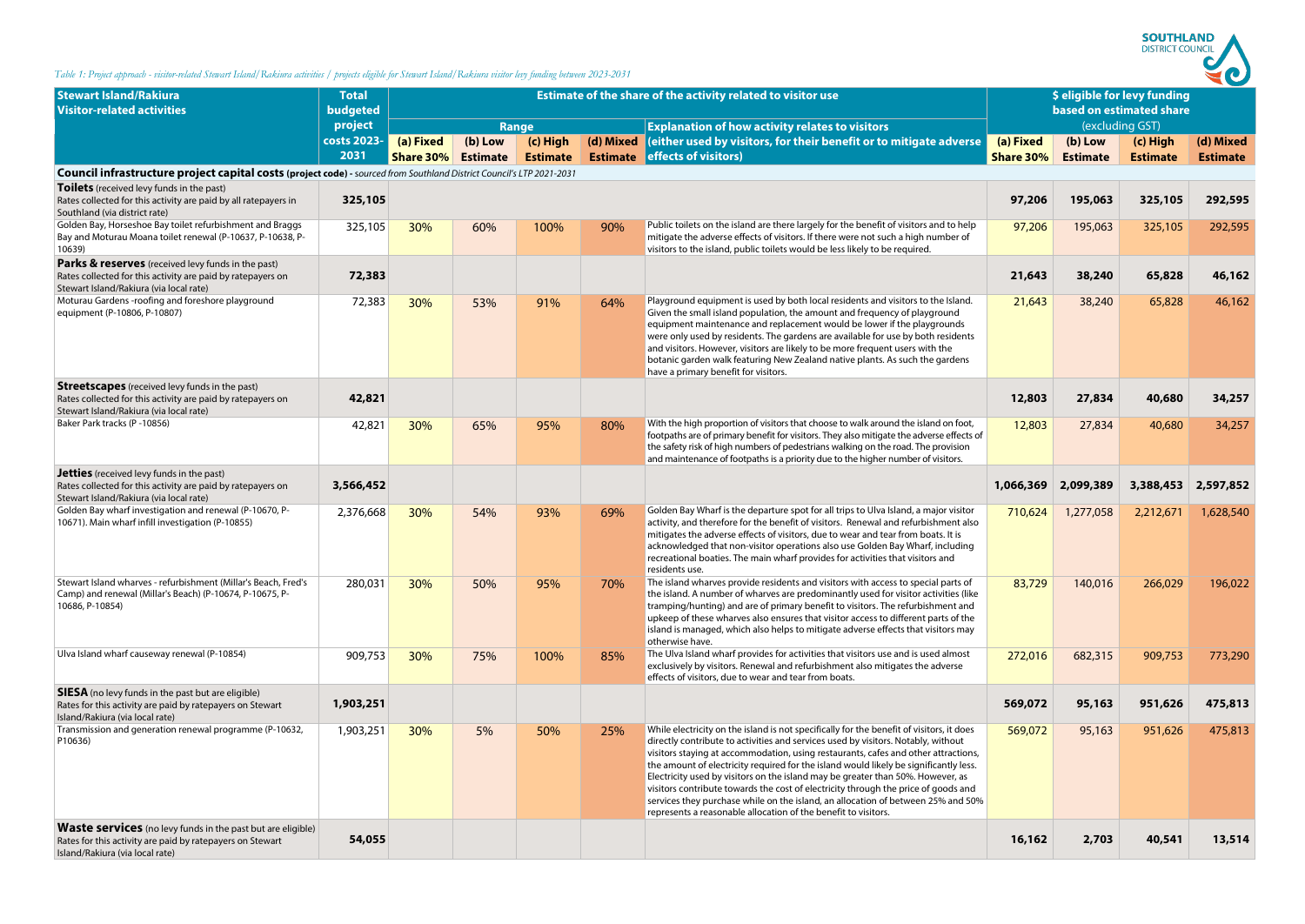*Table 1: Project approach - visitor-related Stewart Island/Rakiura activities / projects eligible for Stewart Island/Rakiura visitor levy funding between 2023-2031*

| Stewart Island/Rakiura Visitor-related activities | Total budgeted project costs 2023-2031 | Estimate of the share of the activity related to visitor use | | | | | $ eligible for levy funding based on estimated share (excluding GST) | | | |
|---|---|---|---|---|---|---|---|---|---|---|
| | | Range | | | | Explanation of how activity relates to visitors (either used by visitors, for their benefit or to mitigate adverse effects of visitors) | | | | |
| | | (a) Fixed Share 30% | (b) Low Estimate | (c) High Estimate | (d) Mixed Estimate | | (a) Fixed Share 30% | (b) Low Estimate | (c) High Estimate | (d) Mixed Estimate |
| **Council infrastructure project capital costs (project code)** - *sourced from Southland District Council's LTP 2021-2031* | | | | | | | | | | |
| **Toilets** (received levy funds in the past) Rates collected for this activity are paid by all ratepayers in Southland (via district rate) | **325,105** | | | | | | **97,206** | **195,063** | **325,105** | **292,595** |
| Golden Bay, Horseshoe Bay toilet refurbishment and Braggs Bay and Moturau Moana toilet renewal (P-10637, P-10638, P-10639) | 325,105 | 30% | 60% | 100% | 90% | Public toilets on the island are there largely for the benefit of visitors and to help mitigate the adverse effects of visitors. If there were not such a high number of visitors to the island, public toilets would be less likely to be required. | 97,206 | 195,063 | 325,105 | 292,595 |
| **Parks & reserves** (received levy funds in the past) Rates collected for this activity are paid by ratepayers on Stewart Island/Rakiura (via local rate) | **72,383** | | | | | | **21,643** | **38,240** | **65,828** | **46,162** |
| Moturau Gardens -roofing and foreshore playground equipment (P-10806, P-10807) | 72,383 | 30% | 53% | 91% | 64% | Playground equipment is used by both local residents and visitors to the Island. Given the small island population, the amount and frequency of playground equipment maintenance and replacement would be lower if the playgrounds were only used by residents. The gardens are available for use by both residents and visitors. However, visitors are likely to be more frequent users with the botanic garden walk featuring New Zealand native plants. As such the gardens have a primary benefit for visitors. | 21,643 | 38,240 | 65,828 | 46,162 |
| **Streetscapes** (received levy funds in the past) Rates collected for this activity are paid by ratepayers on Stewart Island/Rakiura (via local rate) | **42,821** | | | | | | **12,803** | **27,834** | **40,680** | **34,257** |
| Baker Park tracks (P -10856) | 42,821 | 30% | 65% | 95% | 80% | With the high proportion of visitors that choose to walk around the island on foot, footpaths are of primary benefit for visitors. They also mitigate the adverse effects of the safety risk of high numbers of pedestrians walking on the road. The provision and maintenance of footpaths is a priority due to the higher number of visitors. | 12,803 | 27,834 | 40,680 | 34,257 |
| **Jetties** (received levy funds in the past) Rates collected for this activity are paid by ratepayers on Stewart Island/Rakiura (via local rate) | **3,566,452** | | | | | | **1,066,369** | **2,099,389** | **3,388,453** | **2,597,852** |
| Golden Bay wharf investigation and renewal (P-10670, P-10671). Main wharf infill investigation (P-10855) | 2,376,668 | 30% | 54% | 93% | 69% | Golden Bay Wharf is the departure spot for all trips to Ulva Island, a major visitor activity, and therefore for the benefit of visitors. Renewal and refurbishment also mitigates the adverse effects of visitors, due to wear and tear from boats. It is acknowledged that non-visitor operations also use Golden Bay Wharf, including recreational boaties. The main wharf provides for activities that visitors and residents use. | 710,624 | 1,277,058 | 2,212,671 | 1,628,540 |
| Stewart Island wharves - refurbishment (Millar's Beach, Fred's Camp) and renewal (Millar's Beach) (P-10674, P-10675, P-10686, P-10854) | 280,031 | 30% | 50% | 95% | 70% | The island wharves provide residents and visitors with access to special parts of the island. A number of wharves are predominantly used for visitor activities (like tramping/hunting) and are of primary benefit to visitors. The refurbishment and upkeep of these wharves also ensures that visitor access to different parts of the island is managed, which also helps to mitigate adverse effects that visitors may otherwise have. | 83,729 | 140,016 | 266,029 | 196,022 |
| Ulva Island wharf causeway renewal (P-10854) | 909,753 | 30% | 75% | 100% | 85% | The Ulva Island wharf provides for activities that visitors use and is used almost exclusively by visitors. Renewal and refurbishment also mitigates the adverse effects of visitors, due to wear and tear from boats. | 272,016 | 682,315 | 909,753 | 773,290 |
| **SIESA** (no levy funds in the past but are eligible) Rates for this activity are paid by ratepayers on Stewart Island/Rakiura (via local rate) | **1,903,251** | | | | | | **569,072** | **95,163** | **951,626** | **475,813** |
| Transmission and generation renewal programme (P-10632, P10636) | 1,903,251 | 30% | 5% | 50% | 25% | While electricity on the island is not specifically for the benefit of visitors, it does directly contribute to activities and services used by visitors. Notably, without visitors staying at accommodation, using restaurants, cafes and other attractions, the amount of electricity required for the island would likely be significantly less. Electricity used by visitors on the island may be greater than 50%. However, as visitors contribute towards the cost of electricity through the price of goods and services they purchase while on the island, an allocation of between 25% and 50% represents a reasonable allocation of the benefit to visitors. | 569,072 | 95,163 | 951,626 | 475,813 |
| **Waste services** (no levy funds in the past but are eligible) Rates for this activity are paid by ratepayers on Stewart Island/Rakiura (via local rate) | **54,055** | | | | | | **16,162** | **2,703** | **40,541** | **13,514** |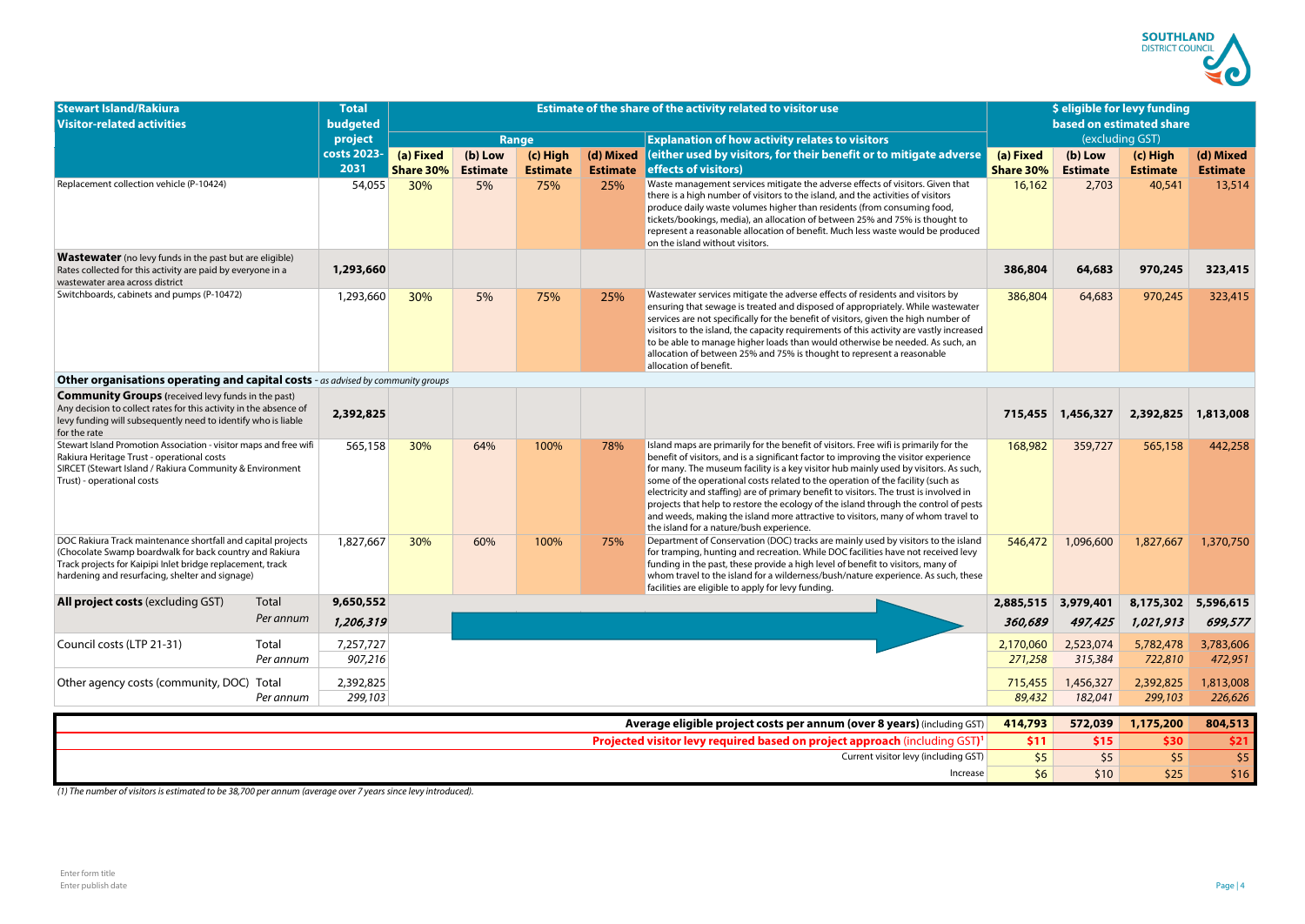| Stewart Island/Rakiura Visitor-related activities | Total budgeted project costs 2023-2031 | Estimate of the share of the activity related to visitor use | | | | | $ eligible for levy funding based on estimated share (excluding GST) | | | |
|---|---|---|---|---|---|---|---|---|---|---|
| | | Range | | | | Explanation of how activity relates to visitors | | | | |
| | | (a) Fixed Share 30% | (b) Low Estimate | (c) High Estimate | (d) Mixed Estimate | (either used by visitors, for their benefit or to mitigate adverse effects of visitors) | (a) Fixed Share 30% | (b) Low Estimate | (c) High Estimate | (d) Mixed Estimate |
| Replacement collection vehicle (P-10424) | 54,055 | 30% | 5% | 75% | 25% | Waste management services mitigate the adverse effects of visitors. Given that there is a high number of visitors to the island, and the activities of visitors produce daily waste volumes higher than residents (from consuming food, tickets/bookings, media), an allocation of between 25% and 75% is thought to represent a reasonable allocation of benefit. Much less waste would be produced on the island without visitors. | 16,162 | 2,703 | 40,541 | 13,514 |
| **Wastewater** (no levy funds in the past but are eligible) Rates collected for this activity are paid by everyone in a wastewater area across district | **1,293,660** | | | | | | **386,804** | **64,683** | **970,245** | **323,415** |
| Switchboards, cabinets and pumps (P-10472) | 1,293,660 | 30% | 5% | 75% | 25% | Wastewater services mitigate the adverse effects of residents and visitors by ensuring that sewage is treated and disposed of appropriately. While wastewater services are not specifically for the benefit of visitors, given the high number of visitors to the island, the capacity requirements of this activity are vastly increased to be able to manage higher loads than would otherwise be needed. As such, an allocation of between 25% and 75% is thought to represent a reasonable allocation of benefit. | 386,804 | 64,683 | 970,245 | 323,415 |
| **Other organisations operating and capital costs** - *as advised by community groups* | | | | | | | | | | |
| **Community Groups** (received levy funds in the past) Any decision to collect rates for this activity in the absence of levy funding will subsequently need to identify who is liable for the rate | **2,392,825** | | | | | | **715,455** | **1,456,327** | **2,392,825** | **1,813,008** |
| Stewart Island Promotion Association - visitor maps and free wifi; Rakiura Heritage Trust - operational costs; SIRCET (Stewart Island / Rakiura Community & Environment Trust) - operational costs | 565,158 | 30% | 64% | 100% | 78% | Island maps are primarily for the benefit of visitors. Free wifi is primarily for the benefit of visitors, and is a significant factor to improving the visitor experience for many. The museum facility is a key visitor hub mainly used by visitors. As such, some of the operational costs related to the operation of the facility (such as electricity and staffing) are of primary benefit to visitors. The trust is involved in projects that help to restore the ecology of the island through the control of pests and weeds, making the island more attractive to visitors, many of whom travel to the island for a nature/bush experience. | 168,982 | 359,727 | 565,158 | 442,258 |
| DOC Rakiura Track maintenance shortfall and capital projects (Chocolate Swamp boardwalk for back country and Rakiura Track projects for Kaipipi Inlet bridge replacement, track hardening and resurfacing, shelter and signage) | 1,827,667 | 30% | 60% | 100% | 75% | Department of Conservation (DOC) tracks are mainly used by visitors to the island for tramping, hunting and recreation. While DOC facilities have not received levy funding in the past, these provide a high level of benefit to visitors, many of whom travel to the island for a wilderness/bush/nature experience. As such, these facilities are eligible to apply for levy funding. | 546,472 | 1,096,600 | 1,827,667 | 1,370,750 |
| **All project costs** (excluding GST) — Total | **9,650,552** | | | | | | **2,885,515** | **3,979,401** | **8,175,302** | **5,596,615** |
| *Per annum* | ***1,206,319*** | | | | | | ***360,689*** | ***497,425*** | ***1,021,913*** | ***699,577*** |
| Council costs (LTP 21-31) — Total | 7,257,727 | | | | | | 2,170,060 | 2,523,074 | 5,782,478 | 3,783,606 |
| *Per annum* | *907,216* | | | | | | *271,258* | *315,384* | *722,810* | *472,951* |
| Other agency costs (community, DOC) — Total | 2,392,825 | | | | | | 715,455 | 1,456,327 | 2,392,825 | 1,813,008 |
| *Per annum* | *299,103* | | | | | | *89,432* | *182,041* | *299,103* | *226,626* |
| **Average eligible project costs per annum (over 8 years)** (including GST) | | | | | | | **414,793** | **572,039** | **1,175,200** | **804,513** |
| **Projected visitor levy required based on project approach** (including GST)[1] | | | | | | | **$11** | **$15** | **$30** | **$21** |
| Current visitor levy (including GST) | | | | | | | $5 | $5 | $5 | $5 |
| Increase | | | | | | | $6 | $10 | $25 | $16 |

*(1) The number of visitors is estimated to be 38,700 per annum (average over 7 years since levy introduced).*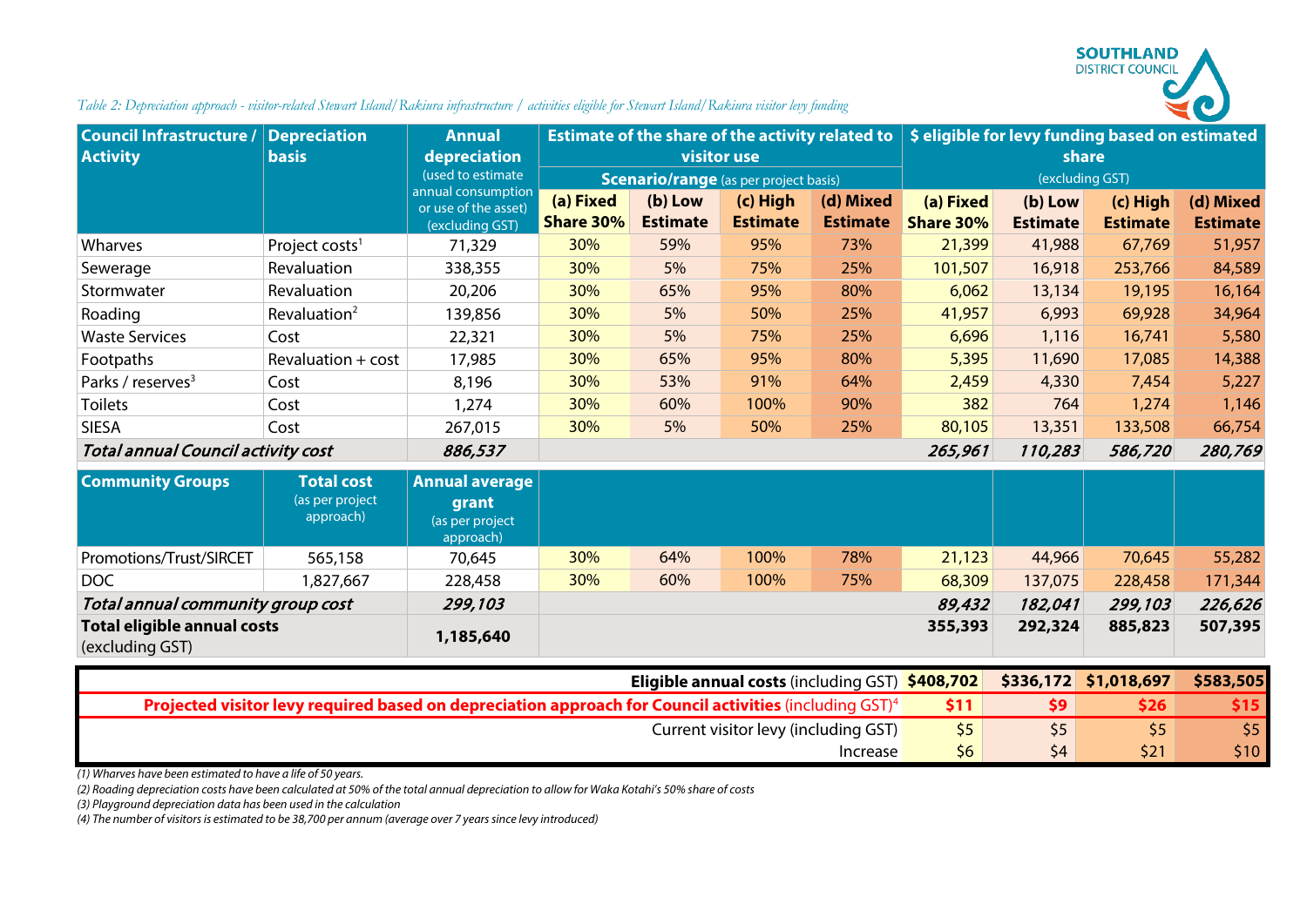*Table 2: Depreciation approach - visitor-related Stewart Island/Rakiura infrastructure / activities eligible for Stewart Island/Rakiura visitor levy funding*

| Council Infrastructure / Activity | Depreciation basis | Annual depreciation (used to estimate annual consumption or use of the asset) (excluding GST) | Estimate of the share of the activity related to visitor use – Scenario/range (as per project basis) | | | | $ eligible for levy funding based on estimated share (excluding GST) | | | |
|---|---|---|---|---|---|---|---|---|---|---|
| | | | **(a) Fixed Share 30%** | **(b) Low Estimate** | **(c) High Estimate** | **(d) Mixed Estimate** | **(a) Fixed Share 30%** | **(b) Low Estimate** | **(c) High Estimate** | **(d) Mixed Estimate** |
| Wharves | Project costs[1] | 71,329 | 30% | 59% | 95% | 73% | 21,399 | 41,988 | 67,769 | 51,957 |
| Sewerage | Revaluation | 338,355 | 30% | 5% | 75% | 25% | 101,507 | 16,918 | 253,766 | 84,589 |
| Stormwater | Revaluation | 20,206 | 30% | 65% | 95% | 80% | 6,062 | 13,134 | 19,195 | 16,164 |
| Roading | Revaluation[2] | 139,856 | 30% | 5% | 50% | 25% | 41,957 | 6,993 | 69,928 | 34,964 |
| Waste Services | Cost | 22,321 | 30% | 5% | 75% | 25% | 6,696 | 1,116 | 16,741 | 5,580 |
| Footpaths | Revaluation + cost | 17,985 | 30% | 65% | 95% | 80% | 5,395 | 11,690 | 17,085 | 14,388 |
| Parks / reserves[3] | Cost | 8,196 | 30% | 53% | 91% | 64% | 2,459 | 4,330 | 7,454 | 5,227 |
| Toilets | Cost | 1,274 | 30% | 60% | 100% | 90% | 382 | 764 | 1,274 | 1,146 |
| SIESA | Cost | 267,015 | 30% | 5% | 50% | 25% | 80,105 | 13,351 | 133,508 | 66,754 |
| ***Total annual Council activity cost*** | | ***886,537*** | | | | | ***265,961*** | ***110,283*** | ***586,720*** | ***280,769*** |
| **Community Groups** | **Total cost** (as per project approach) | **Annual average grant** (as per project approach) | | | | | | | | |
| Promotions/Trust/SIRCET | 565,158 | 70,645 | 30% | 64% | 100% | 78% | 21,123 | 44,966 | 70,645 | 55,282 |
| DOC | 1,827,667 | 228,458 | 30% | 60% | 100% | 75% | 68,309 | 137,075 | 228,458 | 171,344 |
| ***Total annual community group cost*** | | ***299,103*** | | | | | ***89,432*** | ***182,041*** | ***299,103*** | ***226,626*** |
| **Total eligible annual costs** (excluding GST) | | **1,185,640** | | | | | **355,393** | **292,324** | **885,823** | **507,395** |

| | (a) Fixed Share 30% | (b) Low Estimate | (c) High Estimate | (d) Mixed Estimate |
|---|---|---|---|---|
| **Eligible annual costs** (including GST) | **$408,702** | **$336,172** | **$1,018,697** | **$583,505** |
| **Projected visitor levy required based on depreciation approach for Council activities** (including GST)[4] | **$11** | **$9** | **$26** | **$15** |
| Current visitor levy (including GST) | $5 | $5 | $5 | $5 |
| Increase | $6 | $4 | $21 | $10 |

*(1) Wharves have been estimated to have a life of 50 years.*

*(2) Roading depreciation costs have been calculated at 50% of the total annual depreciation to allow for Waka Kotahi's 50% share of costs*

*(3) Playground depreciation data has been used in the calculation*

*(4) The number of visitors is estimated to be 38,700 per annum (average over 7 years since levy introduced)*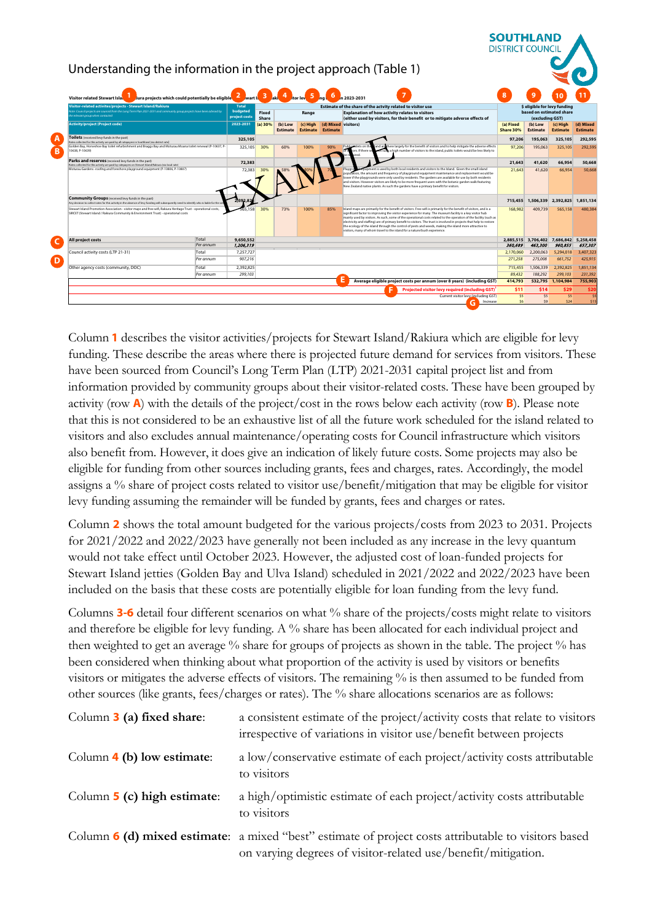## Understanding the information in the project approach (Table 1)

| Activity/project (Project code) | | Total budgeted project costs 2023-2031 | (a) Fixed Share 30% | (b) Low Estimate | (c) High Estimate | (d) Mixed Estimate | Explanation of how activity relates to visitors (either used by visitors, for their benefit or to mitigate adverse effects of visitors) | (a) Fixed Share 30% | (b) Low Estimate | (c) High Estimate | (d) Mixed Estimate |
|---|---|---|---|---|---|---|---|---|---|---|---|
| **Toilets** (received levy funds in the past) | | 325,105 | | | | | | 97,206 | 195,063 | 325,105 | 292,595 |
| Golden Bay, Horseshoe Bay toilet refurbishment and Braggs Bay and Moturau Moana toilet renewal (P-10637, P-10638, P-10639) | | 325,105 | 30% | 60% | 100% | 90% | Public toilets on the island are there largely for the benefit of visitors and to help mitigate the adverse effects of visitors. If there was not such a high number of visitors to the island, public toilets would be less likely to be provided. | 97,206 | 195,063 | 325,105 | 292,595 |
| **Parks and reserves** (received levy funds in the past) | | 72,383 | | | | | | 21,643 | 41,620 | 66,954 | 50,668 |
| Moturau Gardens - roofing and foreshore playground equipment (P-10886, P-10887) | | 72,383 | 30% | 58% | 93% | 70% | Playground equipment is used by both local residents and visitors to the island. Given the small island population, the amount and frequency of playground equipment maintenance and replacement would be lower if the playgrounds were only used by residents. The gardens are available for use by both residents and visitors. However visitors are likely to be more frequent users with the botanic garden walk featuring New Zealand native plants. As such the gardens have a primary benefit for visitors. | 21,643 | 41,620 | 66,954 | 50,668 |
| **Community Groups** (received levy funds in the past) | | 2,392,825 | | | | | | 715,455 | 1,506,339 | 2,392,825 | 1,851,134 |
| Stewart Island Promotion Association - visitor maps and free wifi, Rakiura Heritage Trust - operational costs, SIRCET (Stewart Island / Rakiura Community & Environment Trust) - operational costs | | 565,158 | 30% | 73% | 100% | 85% | Island maps are primarily for the benefit of visitors. Free wifi is primarily for the benefit of visitors, and is a significant factor to improving the visitor experience for many. The museum facility is a key visitor hub mainly used by visitors. As such, some of the operational costs related to the operation of the facility (such as electricity and staffing) are of primary benefit to visitors. The trust is involved in projects that help to restore the ecology of the island through the control of pests and weeds, making the island more attractive to visitors, many of whom travel to the island for a nature/bush experience. | 168,982 | 409,739 | 565,158 | 480,384 |
| **All project costs** | Total | 9,650,552 | | | | | | 2,885,515 | 3,706,402 | 7,686,842 | 5,258,458 |
| | Per annum | 1,206,319 | | | | | | 360,689 | 463,300 | 960,855 | 657,307 |
| Council activity costs (LTP 21-31) | Total | 7,257,727 | | | | | | 2,170,060 | 2,200,063 | 5,294,018 | 3,407,323 |
| | Per annum | 907,216 | | | | | | 271,258 | 275,008 | 661,752 | 425,915 |
| Other agency costs (community, DOC) | Total | 2,392,825 | | | | | | 715,455 | 1,506,339 | 2,392,825 | 1,851,134 |
| | Per annum | 299,103 | | | | | | 89,432 | 188,292 | 299,103 | 231,392 |
| | | | | | | | Average eligible project costs per annum (over 8 years) (including GST) | 414,793 | 532,795 | 1,104,984 | 755,903 |
| | | | | | | | Projected visitor levy required (including GST) | $11 | $14 | $29 | $20 |
| | | | | | | | Current visitor levy (including GST) | $5 | $5 | $5 | $5 |
| | | | | | | | Increase | $6 | $9 | $24 | $15 |

Column **1** describes the visitor activities/projects for Stewart Island/Rakiura which are eligible for levy funding. These describe the areas where there is projected future demand for services from visitors. These have been sourced from Council's Long Term Plan (LTP) 2021-2031 capital project list and from information provided by community groups about their visitor-related costs. These have been grouped by activity (row **A**) with the details of the project/cost in the rows below each activity (row **B**). Please note that this is not considered to be an exhaustive list of all the future work scheduled for the island related to visitors and also excludes annual maintenance/operating costs for Council infrastructure which visitors also benefit from. However, it does give an indication of likely future costs. Some projects may also be eligible for funding from other sources including grants, fees and charges, rates. Accordingly, the model assigns a % share of project costs related to visitor use/benefit/mitigation that may be eligible for visitor levy funding assuming the remainder will be funded by grants, fees and charges or rates.

Column **2** shows the total amount budgeted for the various projects/costs from 2023 to 2031. Projects for 2021/2022 and 2022/2023 have generally not been included as any increase in the levy quantum would not take effect until October 2023. However, the adjusted cost of loan-funded projects for Stewart Island jetties (Golden Bay and Ulva Island) scheduled in 2021/2022 and 2022/2023 have been included on the basis that these costs are potentially eligible for loan funding from the levy fund.

Columns **3-6** detail four different scenarios on what % share of the projects/costs might relate to visitors and therefore be eligible for levy funding. A % share has been allocated for each individual project and then weighted to get an average % share for groups of projects as shown in the table. The project % has been considered when thinking about what proportion of the activity is used by visitors or benefits visitors or mitigates the adverse effects of visitors. The remaining % is then assumed to be funded from other sources (like grants, fees/charges or rates). The % share allocations scenarios are as follows:

- Column **3** **(a) fixed share**: a consistent estimate of the project/activity costs that relate to visitors irrespective of variations in visitor use/benefit between projects
- Column **4** **(b) low estimate**: a low/conservative estimate of each project/activity costs attributable to visitors
- Column **5** **(c) high estimate**: a high/optimistic estimate of each project/activity costs attributable to visitors
- Column **6** **(d) mixed estimate**: a mixed "best" estimate of project costs attributable to visitors based on varying degrees of visitor-related use/benefit/mitigation.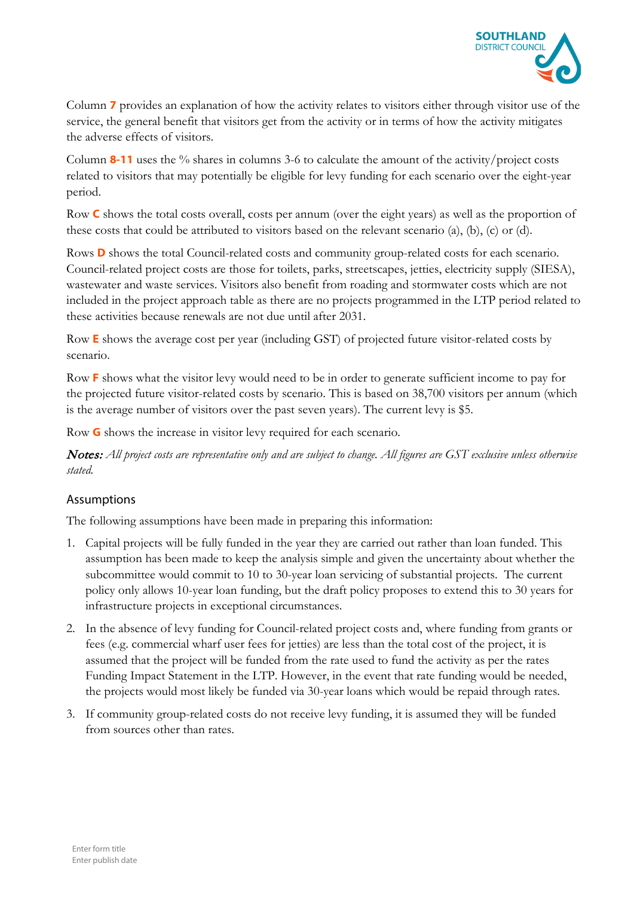Column **7** provides an explanation of how the activity relates to visitors either through visitor use of the service, the general benefit that visitors get from the activity or in terms of how the activity mitigates the adverse effects of visitors.

Column **8-11** uses the % shares in columns 3-6 to calculate the amount of the activity/project costs related to visitors that may potentially be eligible for levy funding for each scenario over the eight-year period.

Row **C** shows the total costs overall, costs per annum (over the eight years) as well as the proportion of these costs that could be attributed to visitors based on the relevant scenario (a), (b), (c) or (d).

Rows **D** shows the total Council-related costs and community group-related costs for each scenario. Council-related project costs are those for toilets, parks, streetscapes, jetties, electricity supply (SIESA), wastewater and waste services. Visitors also benefit from roading and stormwater costs which are not included in the project approach table as there are no projects programmed in the LTP period related to these activities because renewals are not due until after 2031.

Row **E** shows the average cost per year (including GST) of projected future visitor-related costs by scenario.

Row **F** shows what the visitor levy would need to be in order to generate sufficient income to pay for the projected future visitor-related costs by scenario. This is based on 38,700 visitors per annum (which is the average number of visitors over the past seven years). The current levy is $5.

Row **G** shows the increase in visitor levy required for each scenario.

***Notes:*** *All project costs are representative only and are subject to change. All figures are GST exclusive unless otherwise stated.*

## Assumptions

The following assumptions have been made in preparing this information:

1. Capital projects will be fully funded in the year they are carried out rather than loan funded. This assumption has been made to keep the analysis simple and given the uncertainty about whether the subcommittee would commit to 10 to 30-year loan servicing of substantial projects. The current policy only allows 10-year loan funding, but the draft policy proposes to extend this to 30 years for infrastructure projects in exceptional circumstances.
2. In the absence of levy funding for Council-related project costs and, where funding from grants or fees (e.g. commercial wharf user fees for jetties) are less than the total cost of the project, it is assumed that the project will be funded from the rate used to fund the activity as per the rates Funding Impact Statement in the LTP. However, in the event that rate funding would be needed, the projects would most likely be funded via 30-year loans which would be repaid through rates.
3. If community group-related costs do not receive levy funding, it is assumed they will be funded from sources other than rates.